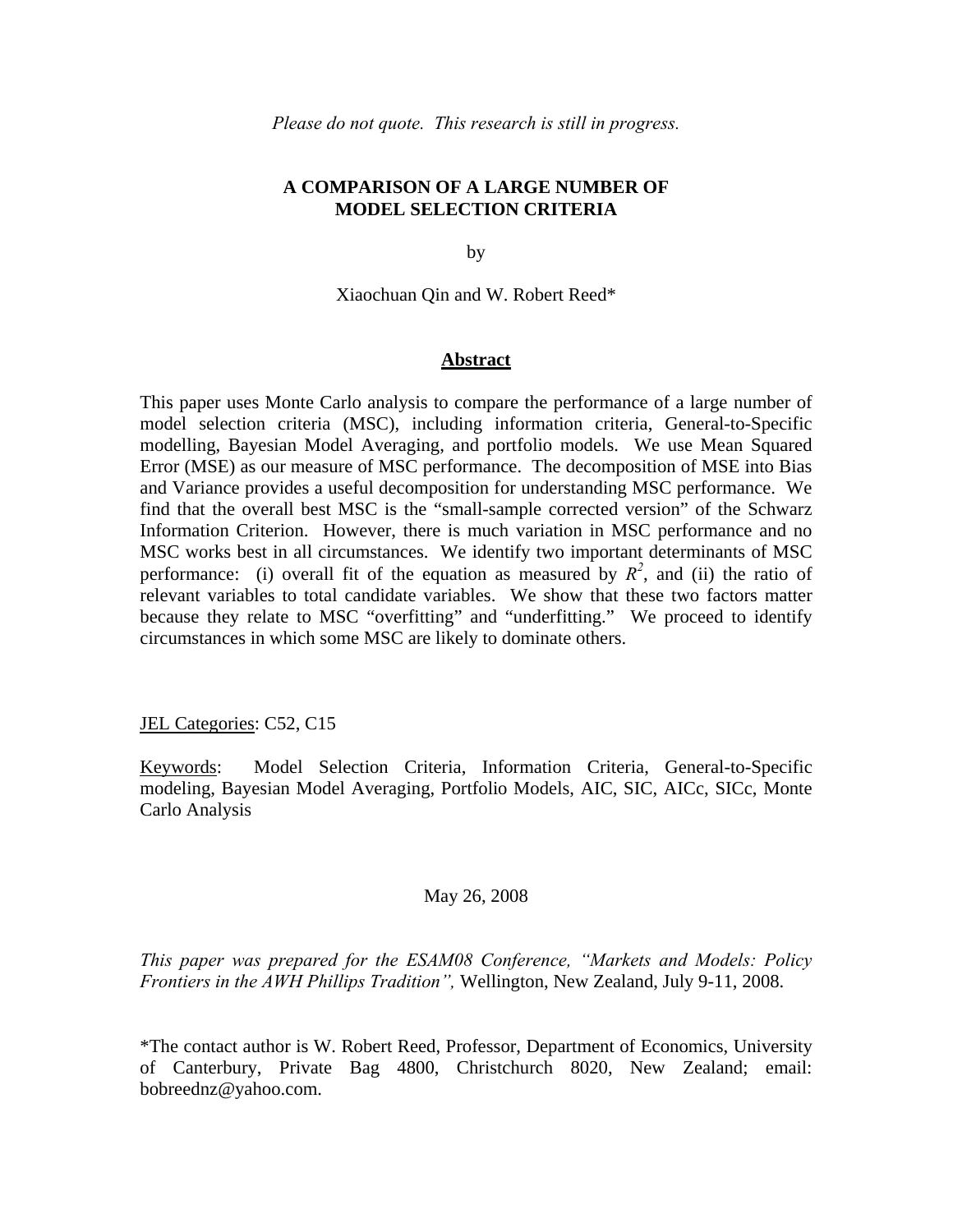*Please do not quote. This research is still in progress.*

# A COMPARISON OF A LARGE NUMBER OF MODEL SELECTION CRITERIA

by

Xiaochuan Qin and W. Robert Reed*

## Abstract

This paper uses Monte Carlo analysis to compare the performance of a large number of model selection criteria (MSC), including information criteria, General-to-Specific modelling, Bayesian Model Averaging, and portfolio models. We use Mean Squared Error (MSE) as our measure of MSC performance. The decomposition of MSE into Bias and Variance provides a useful decomposition for understanding MSC performance. We find that the overall best MSC is the "small-sample corrected version" of the Schwarz Information Criterion. However, there is much variation in MSC performance and no MSC works best in all circumstances. We identify two important determinants of MSC performance: (i) overall fit of the equation as measured by $R^2$, and (ii) the ratio of relevant variables to total candidate variables. We show that these two factors matter because they relate to MSC "overfitting" and "underfitting." We proceed to identify circumstances in which some MSC are likely to dominate others.

JEL Categories: C52, C15

Keywords: Model Selection Criteria, Information Criteria, General-to-Specific modeling, Bayesian Model Averaging, Portfolio Models, AIC, SIC, AICc, SICc, Monte Carlo Analysis

May 26, 2008

*This paper was prepared for the ESAM08 Conference, "Markets and Models: Policy Frontiers in the AWH Phillips Tradition",* Wellington, New Zealand, July 9-11, 2008.

*The contact author is W. Robert Reed, Professor, Department of Economics, University of Canterbury, Private Bag 4800, Christchurch 8020, New Zealand; email: bobreednz@yahoo.com.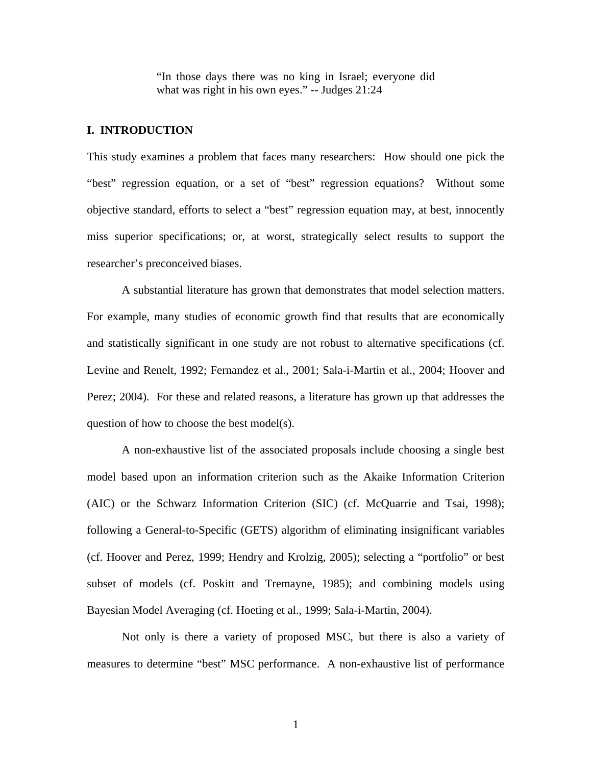> "In those days there was no king in Israel; everyone did what was right in his own eyes." -- Judges 21:24

## I. INTRODUCTION

This study examines a problem that faces many researchers: How should one pick the "best" regression equation, or a set of "best" regression equations? Without some objective standard, efforts to select a "best" regression equation may, at best, innocently miss superior specifications; or, at worst, strategically select results to support the researcher's preconceived biases.

A substantial literature has grown that demonstrates that model selection matters. For example, many studies of economic growth find that results that are economically and statistically significant in one study are not robust to alternative specifications (cf. Levine and Renelt, 1992; Fernandez et al., 2001; Sala-i-Martin et al., 2004; Hoover and Perez; 2004). For these and related reasons, a literature has grown up that addresses the question of how to choose the best model(s).

A non-exhaustive list of the associated proposals include choosing a single best model based upon an information criterion such as the Akaike Information Criterion (AIC) or the Schwarz Information Criterion (SIC) (cf. McQuarrie and Tsai, 1998); following a General-to-Specific (GETS) algorithm of eliminating insignificant variables (cf. Hoover and Perez, 1999; Hendry and Krolzig, 2005); selecting a "portfolio" or best subset of models (cf. Poskitt and Tremayne, 1985); and combining models using Bayesian Model Averaging (cf. Hoeting et al., 1999; Sala-i-Martin, 2004).

Not only is there a variety of proposed MSC, but there is also a variety of measures to determine "best" MSC performance. A non-exhaustive list of performance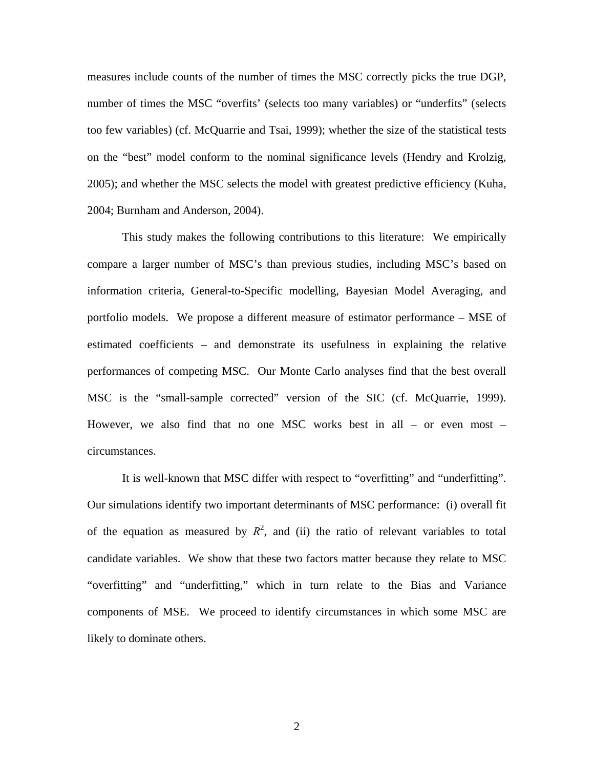measures include counts of the number of times the MSC correctly picks the true DGP, number of times the MSC "overfits' (selects too many variables) or "underfits" (selects too few variables) (cf. McQuarrie and Tsai, 1999); whether the size of the statistical tests on the "best" model conform to the nominal significance levels (Hendry and Krolzig, 2005); and whether the MSC selects the model with greatest predictive efficiency (Kuha, 2004; Burnham and Anderson, 2004).

This study makes the following contributions to this literature: We empirically compare a larger number of MSC's than previous studies, including MSC's based on information criteria, General-to-Specific modelling, Bayesian Model Averaging, and portfolio models. We propose a different measure of estimator performance – MSE of estimated coefficients – and demonstrate its usefulness in explaining the relative performances of competing MSC. Our Monte Carlo analyses find that the best overall MSC is the "small-sample corrected" version of the SIC (cf. McQuarrie, 1999). However, we also find that no one MSC works best in all – or even most – circumstances.

It is well-known that MSC differ with respect to "overfitting" and "underfitting". Our simulations identify two important determinants of MSC performance: (i) overall fit of the equation as measured by $R^2$, and (ii) the ratio of relevant variables to total candidate variables. We show that these two factors matter because they relate to MSC "overfitting" and "underfitting," which in turn relate to the Bias and Variance components of MSE. We proceed to identify circumstances in which some MSC are likely to dominate others.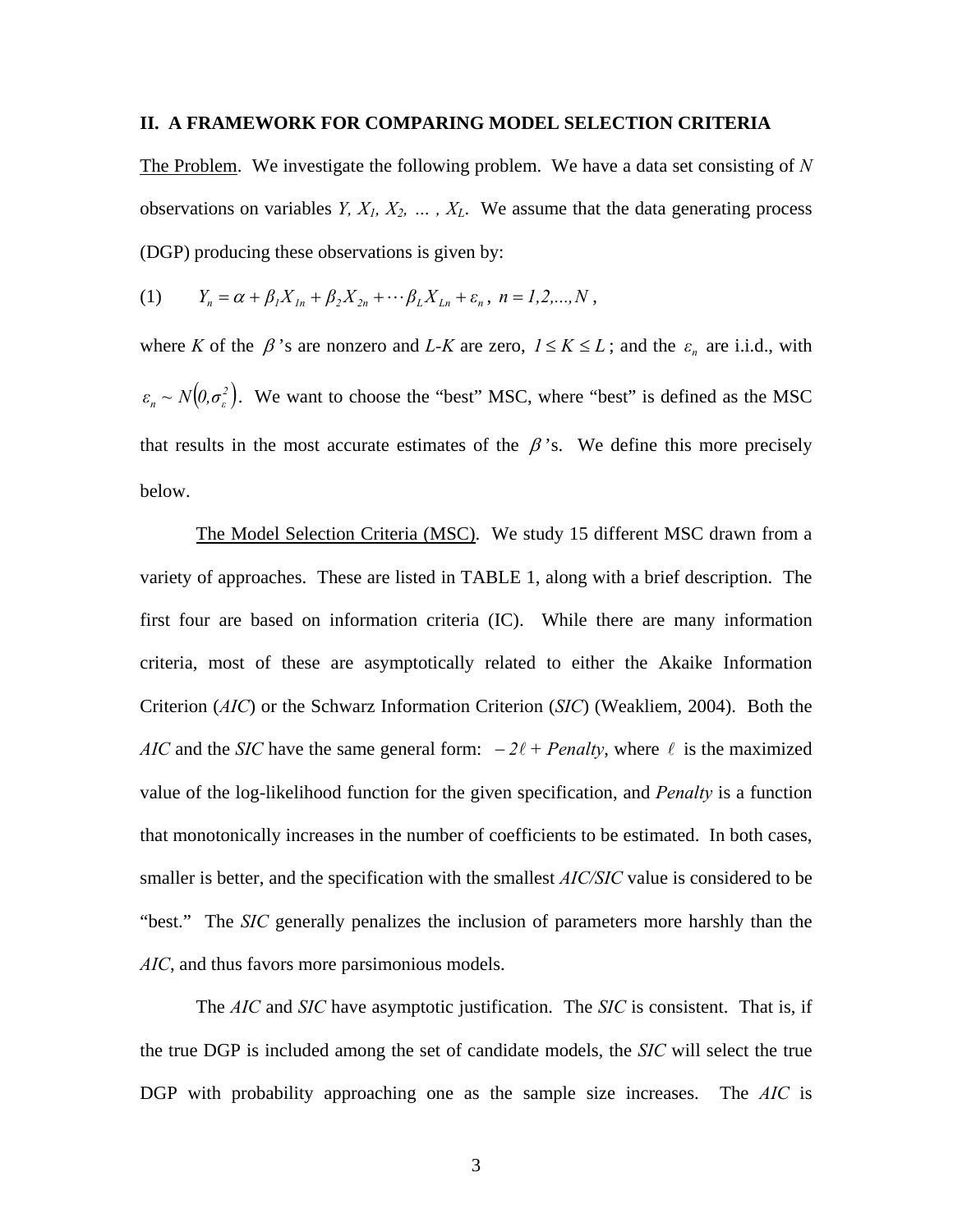## II. A FRAMEWORK FOR COMPARING MODEL SELECTION CRITERIA

The Problem. We investigate the following problem. We have a data set consisting of $N$ observations on variables $Y, X_1, X_2, \ldots, X_L$. We assume that the data generating process (DGP) producing these observations is given by:

$$(1) \qquad Y_n = \alpha + \beta_1 X_{1n} + \beta_2 X_{2n} + \cdots \beta_L X_{Ln} + \varepsilon_n, \; n = 1,2,\ldots,N,$$

where $K$ of the $\beta$'s are nonzero and $L$-$K$ are zero, $1 \le K \le L$; and the $\varepsilon_n$ are i.i.d., with $\varepsilon_n \sim N(0,\sigma_\varepsilon^2)$. We want to choose the "best" MSC, where "best" is defined as the MSC that results in the most accurate estimates of the $\beta$'s. We define this more precisely below.

The Model Selection Criteria (MSC). We study 15 different MSC drawn from a variety of approaches. These are listed in TABLE 1, along with a brief description. The first four are based on information criteria (IC). While there are many information criteria, most of these are asymptotically related to either the Akaike Information Criterion (*AIC*) or the Schwarz Information Criterion (*SIC*) (Weakliem, 2004). Both the *AIC* and the *SIC* have the same general form: $-2\ell + Penalty$, where $\ell$ is the maximized value of the log-likelihood function for the given specification, and *Penalty* is a function that monotonically increases in the number of coefficients to be estimated. In both cases, smaller is better, and the specification with the smallest *AIC/SIC* value is considered to be "best." The *SIC* generally penalizes the inclusion of parameters more harshly than the *AIC*, and thus favors more parsimonious models.

The *AIC* and *SIC* have asymptotic justification. The *SIC* is consistent. That is, if the true DGP is included among the set of candidate models, the *SIC* will select the true DGP with probability approaching one as the sample size increases. The *AIC* is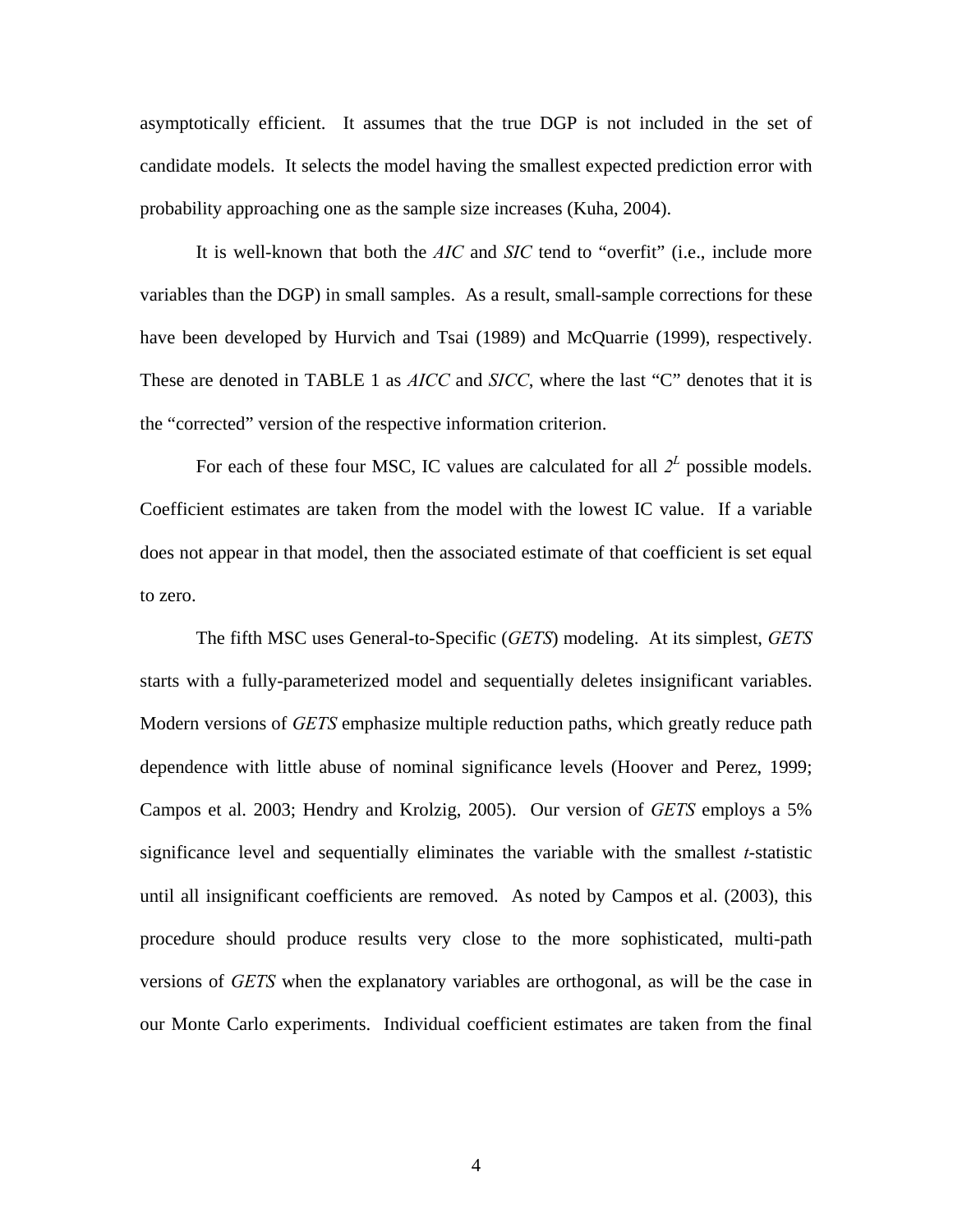asymptotically efficient. It assumes that the true DGP is not included in the set of candidate models. It selects the model having the smallest expected prediction error with probability approaching one as the sample size increases (Kuha, 2004).

It is well-known that both the *AIC* and *SIC* tend to "overfit" (i.e., include more variables than the DGP) in small samples. As a result, small-sample corrections for these have been developed by Hurvich and Tsai (1989) and McQuarrie (1999), respectively. These are denoted in TABLE 1 as *AICC* and *SICC*, where the last "C" denotes that it is the "corrected" version of the respective information criterion.

For each of these four MSC, IC values are calculated for all $2^L$ possible models. Coefficient estimates are taken from the model with the lowest IC value. If a variable does not appear in that model, then the associated estimate of that coefficient is set equal to zero.

The fifth MSC uses General-to-Specific (*GETS*) modeling. At its simplest, *GETS* starts with a fully-parameterized model and sequentially deletes insignificant variables. Modern versions of *GETS* emphasize multiple reduction paths, which greatly reduce path dependence with little abuse of nominal significance levels (Hoover and Perez, 1999; Campos et al. 2003; Hendry and Krolzig, 2005). Our version of *GETS* employs a 5% significance level and sequentially eliminates the variable with the smallest *t*-statistic until all insignificant coefficients are removed. As noted by Campos et al. (2003), this procedure should produce results very close to the more sophisticated, multi-path versions of *GETS* when the explanatory variables are orthogonal, as will be the case in our Monte Carlo experiments. Individual coefficient estimates are taken from the final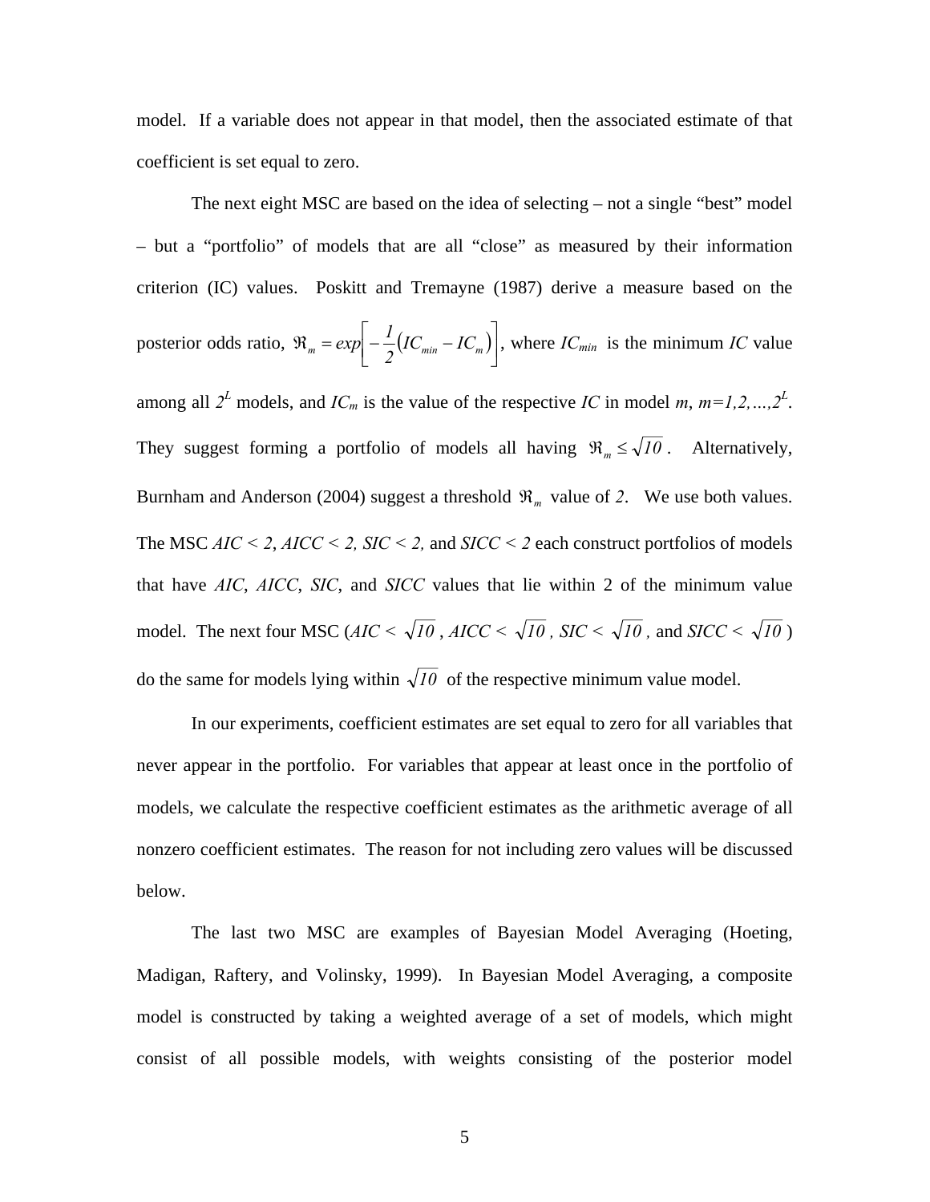model.  If a variable does not appear in that model, then the associated estimate of that coefficient is set equal to zero.

The next eight MSC are based on the idea of selecting – not a single "best" model – but a "portfolio" of models that are all "close" as measured by their information criterion (IC) values.  Poskitt and Tremayne (1987) derive a measure based on the posterior odds ratio, $\Re_m = exp\left[-\frac{1}{2}\left(IC_{min} - IC_m\right)\right]$, where $IC_{min}$ is the minimum $IC$ value among all $2^L$ models, and $IC_m$ is the value of the respective $IC$ in model $m$, $m=1,2,\ldots,2^L$. They suggest forming a portfolio of models all having $\Re_m \leq \sqrt{10}$.  Alternatively, Burnham and Anderson (2004) suggest a threshold $\Re_m$ value of $2$.  We use both values. The MSC $AIC < 2$, $AICC < 2$, $SIC < 2$, and $SICC < 2$ each construct portfolios of models that have $AIC$, $AICC$, $SIC$, and $SICC$ values that lie within 2 of the minimum value model.  The next four MSC ($AIC < \sqrt{10}$, $AICC < \sqrt{10}$, $SIC < \sqrt{10}$, and $SICC < \sqrt{10}$) do the same for models lying within $\sqrt{10}$ of the respective minimum value model.

In our experiments, coefficient estimates are set equal to zero for all variables that never appear in the portfolio.  For variables that appear at least once in the portfolio of models, we calculate the respective coefficient estimates as the arithmetic average of all nonzero coefficient estimates.  The reason for not including zero values will be discussed below.

The last two MSC are examples of Bayesian Model Averaging (Hoeting, Madigan, Raftery, and Volinsky, 1999).  In Bayesian Model Averaging, a composite model is constructed by taking a weighted average of a set of models, which might consist of all possible models, with weights consisting of the posterior model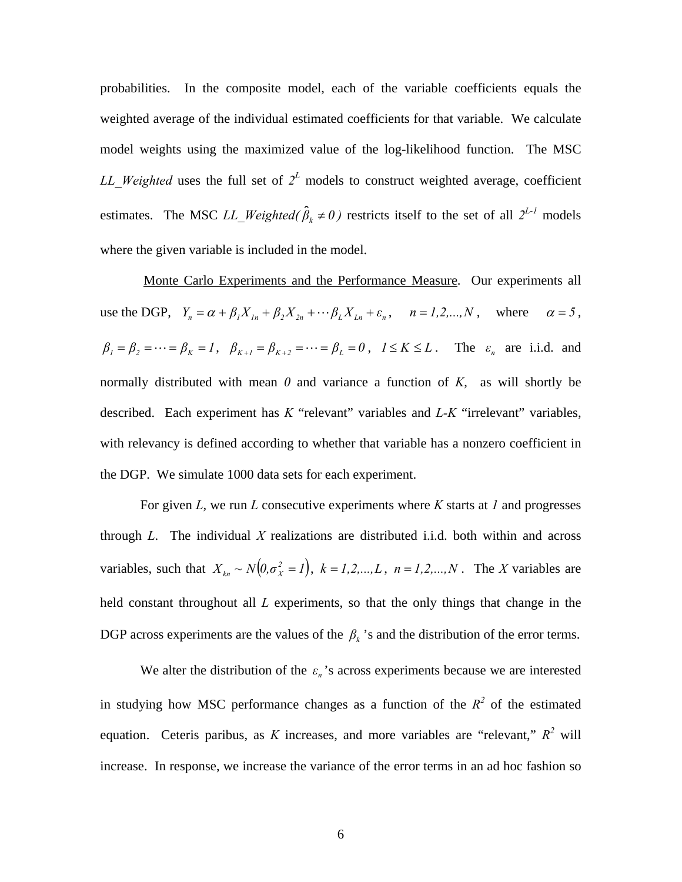probabilities. In the composite model, each of the variable coefficients equals the weighted average of the individual estimated coefficients for that variable. We calculate model weights using the maximized value of the log-likelihood function. The MSC *LL_Weighted* uses the full set of $2^L$ models to construct weighted average, coefficient estimates. The MSC *LL_Weighted*$(\hat{\beta}_k \neq 0)$ restricts itself to the set of all $2^{L-1}$ models where the given variable is included in the model.

Monte Carlo Experiments and the Performance Measure. Our experiments all use the DGP, $Y_n = \alpha + \beta_1 X_{1n} + \beta_2 X_{2n} + \cdots \beta_L X_{Ln} + \varepsilon_n$, $n = 1,2,...,N$, where $\alpha = 5$, $\beta_1 = \beta_2 = \cdots = \beta_K = 1$, $\beta_{K+1} = \beta_{K+2} = \cdots = \beta_L = 0$, $1 \leq K \leq L$. The $\varepsilon_n$ are i.i.d. and normally distributed with mean *0* and variance a function of *K*, as will shortly be described. Each experiment has *K* "relevant" variables and *L-K* "irrelevant" variables, with relevancy is defined according to whether that variable has a nonzero coefficient in the DGP. We simulate 1000 data sets for each experiment.

For given *L*, we run *L* consecutive experiments where *K* starts at *1* and progresses through *L*. The individual *X* realizations are distributed i.i.d. both within and across variables, such that $X_{kn} \sim N\left(0, \sigma_X^2 = 1\right)$, $k = 1,2,...,L$, $n = 1,2,...,N$. The *X* variables are held constant throughout all *L* experiments, so that the only things that change in the DGP across experiments are the values of the $\beta_k$'s and the distribution of the error terms.

We alter the distribution of the $\varepsilon_n$'s across experiments because we are interested in studying how MSC performance changes as a function of the $R^2$ of the estimated equation. Ceteris paribus, as *K* increases, and more variables are "relevant," $R^2$ will increase. In response, we increase the variance of the error terms in an ad hoc fashion so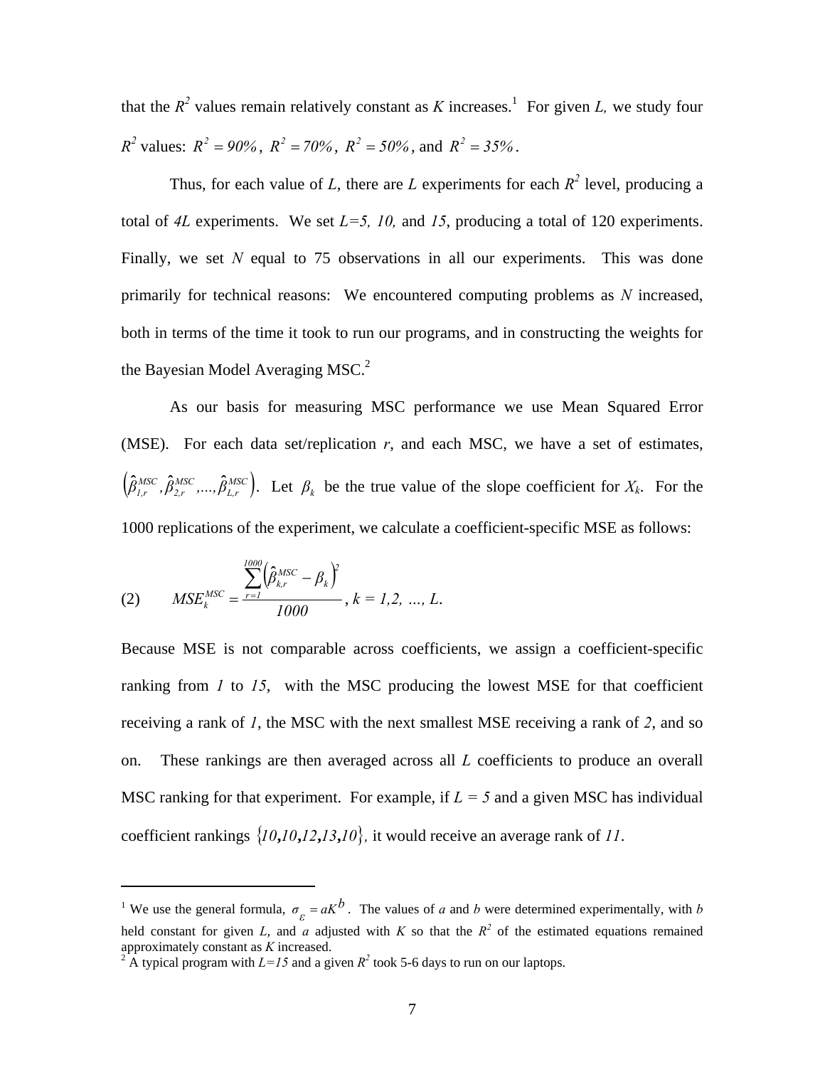that the $R^2$ values remain relatively constant as $K$ increases.[1] For given $L$, we study four $R^2$ values: $R^2 = 90\%$, $R^2 = 70\%$, $R^2 = 50\%$, and $R^2 = 35\%$.

Thus, for each value of $L$, there are $L$ experiments for each $R^2$ level, producing a total of $4L$ experiments. We set $L=5$, $10$, and $15$, producing a total of 120 experiments. Finally, we set $N$ equal to 75 observations in all our experiments. This was done primarily for technical reasons: We encountered computing problems as $N$ increased, both in terms of the time it took to run our programs, and in constructing the weights for the Bayesian Model Averaging MSC.[2]

As our basis for measuring MSC performance we use Mean Squared Error (MSE). For each data set/replication $r$, and each MSC, we have a set of estimates, $\left(\hat{\beta}_{1,r}^{MSC}, \hat{\beta}_{2,r}^{MSC}, ..., \hat{\beta}_{L,r}^{MSC}\right)$. Let $\beta_k$ be the true value of the slope coefficient for $X_k$. For the 1000 replications of the experiment, we calculate a coefficient-specific MSE as follows:

$$(2) \qquad MSE_k^{MSC} = \frac{\sum_{r=1}^{1000}\left(\hat{\beta}_{k,r}^{MSC} - \beta_k\right)^2}{1000}, \; k = 1, 2, ..., L.$$

Because MSE is not comparable across coefficients, we assign a coefficient-specific ranking from $1$ to $15$, with the MSC producing the lowest MSE for that coefficient receiving a rank of $1$, the MSC with the next smallest MSE receiving a rank of $2$, and so on. These rankings are then averaged across all $L$ coefficients to produce an overall MSC ranking for that experiment. For example, if $L = 5$ and a given MSC has individual coefficient rankings $\{10, 10, 12, 13, 10\}$, it would receive an average rank of $11$.

---

[1] We use the general formula, $\sigma_\varepsilon = aK^b$. The values of $a$ and $b$ were determined experimentally, with $b$ held constant for given $L$, and $a$ adjusted with $K$ so that the $R^2$ of the estimated equations remained approximately constant as $K$ increased.

[2] A typical program with $L=15$ and a given $R^2$ took 5-6 days to run on our laptops.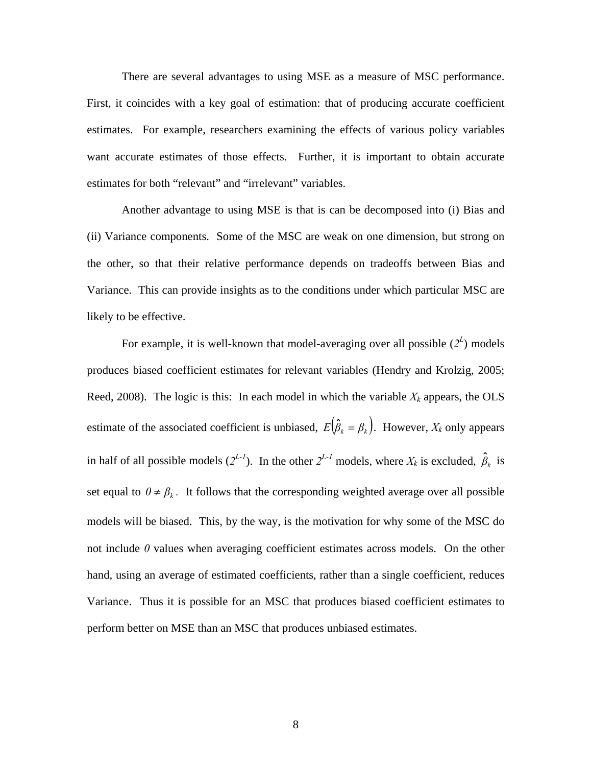There are several advantages to using MSE as a measure of MSC performance. First, it coincides with a key goal of estimation: that of producing accurate coefficient estimates. For example, researchers examining the effects of various policy variables want accurate estimates of those effects. Further, it is important to obtain accurate estimates for both "relevant" and "irrelevant" variables.

Another advantage to using MSE is that is can be decomposed into (i) Bias and (ii) Variance components. Some of the MSC are weak on one dimension, but strong on the other, so that their relative performance depends on tradeoffs between Bias and Variance. This can provide insights as to the conditions under which particular MSC are likely to be effective.

For example, it is well-known that model-averaging over all possible ($2^L$) models produces biased coefficient estimates for relevant variables (Hendry and Krolzig, 2005; Reed, 2008). The logic is this: In each model in which the variable $X_k$ appears, the OLS estimate of the associated coefficient is unbiased, $E\left(\hat{\beta}_k = \beta_k\right)$. However, $X_k$ only appears in half of all possible models ($2^{L-1}$). In the other $2^{L-1}$ models, where $X_k$ is excluded, $\hat{\beta}_k$ is set equal to $0 \neq \beta_k$. It follows that the corresponding weighted average over all possible models will be biased. This, by the way, is the motivation for why some of the MSC do not include *0* values when averaging coefficient estimates across models. On the other hand, using an average of estimated coefficients, rather than a single coefficient, reduces Variance. Thus it is possible for an MSC that produces biased coefficient estimates to perform better on MSE than an MSC that produces unbiased estimates.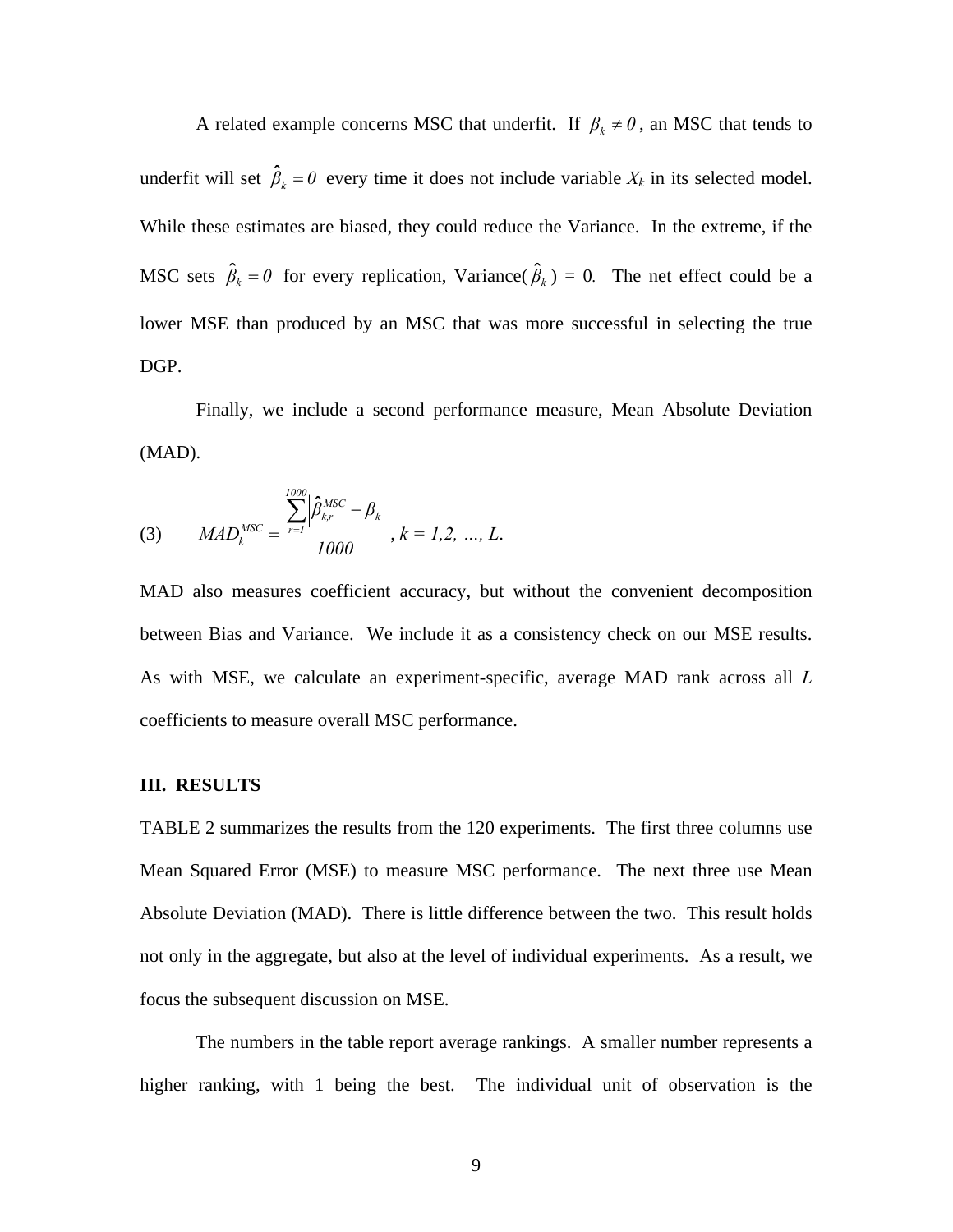A related example concerns MSC that underfit. If $\beta_k \neq 0$, an MSC that tends to underfit will set $\hat{\beta}_k = 0$ every time it does not include variable $X_k$ in its selected model. While these estimates are biased, they could reduce the Variance. In the extreme, if the MSC sets $\hat{\beta}_k = 0$ for every replication, Variance($\hat{\beta}_k$) = 0. The net effect could be a lower MSE than produced by an MSC that was more successful in selecting the true DGP.

Finally, we include a second performance measure, Mean Absolute Deviation (MAD).

$$(3) \qquad MAD_k^{MSC} = \frac{\sum_{r=1}^{1000} \left| \hat{\beta}_{k,r}^{MSC} - \beta_k \right|}{1000}, \; k = 1,2, \ldots, L.$$

MAD also measures coefficient accuracy, but without the convenient decomposition between Bias and Variance. We include it as a consistency check on our MSE results. As with MSE, we calculate an experiment-specific, average MAD rank across all *L* coefficients to measure overall MSC performance.

## III. RESULTS

TABLE 2 summarizes the results from the 120 experiments. The first three columns use Mean Squared Error (MSE) to measure MSC performance. The next three use Mean Absolute Deviation (MAD). There is little difference between the two. This result holds not only in the aggregate, but also at the level of individual experiments. As a result, we focus the subsequent discussion on MSE.

The numbers in the table report average rankings. A smaller number represents a higher ranking, with 1 being the best. The individual unit of observation is the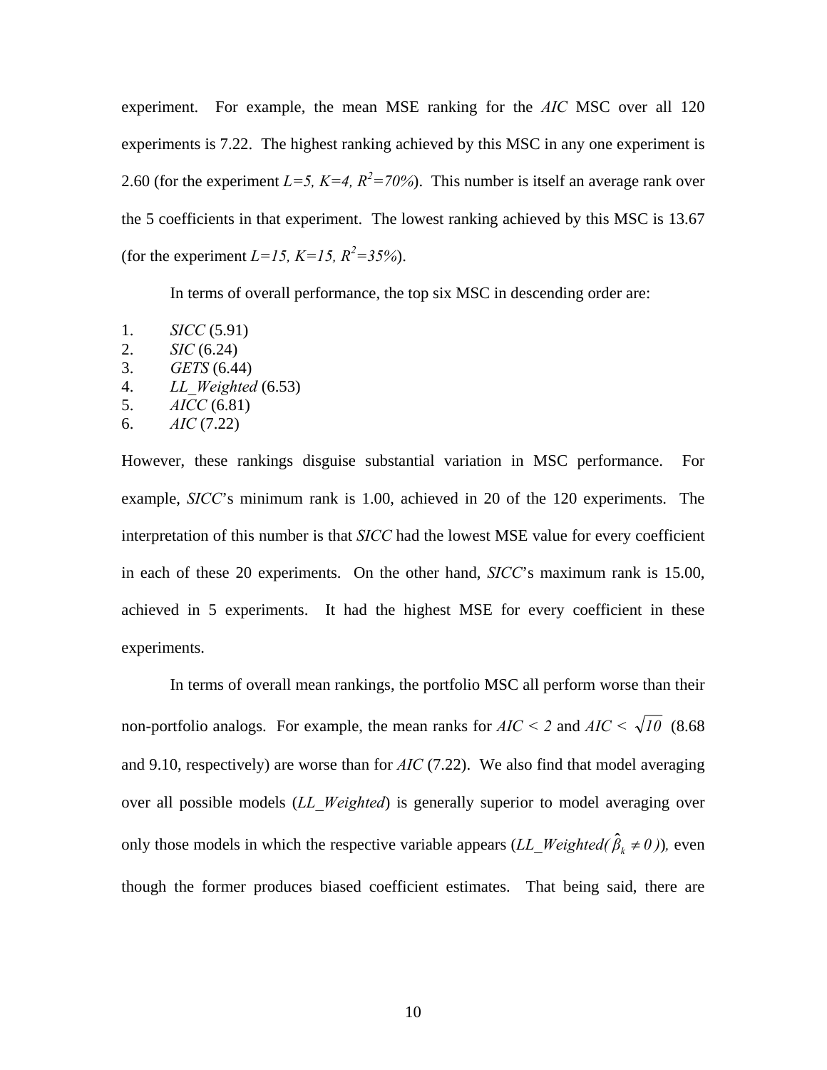experiment. For example, the mean MSE ranking for the *AIC* MSC over all 120 experiments is 7.22. The highest ranking achieved by this MSC in any one experiment is 2.60 (for the experiment $L=5$, $K=4$, $R^2=70\%$). This number is itself an average rank over the 5 coefficients in that experiment. The lowest ranking achieved by this MSC is 13.67 (for the experiment $L=15$, $K=15$, $R^2=35\%$).

In terms of overall performance, the top six MSC in descending order are:

1. *SICC* (5.91)
2. *SIC* (6.24)
3. *GETS* (6.44)
4. *LL_Weighted* (6.53)
5. *AICC* (6.81)
6. *AIC* (7.22)

However, these rankings disguise substantial variation in MSC performance. For example, *SICC*'s minimum rank is 1.00, achieved in 20 of the 120 experiments. The interpretation of this number is that *SICC* had the lowest MSE value for every coefficient in each of these 20 experiments. On the other hand, *SICC*'s maximum rank is 15.00, achieved in 5 experiments. It had the highest MSE for every coefficient in these experiments.

In terms of overall mean rankings, the portfolio MSC all perform worse than their non-portfolio analogs. For example, the mean ranks for $AIC < 2$ and $AIC < \sqrt{10}$ (8.68 and 9.10, respectively) are worse than for *AIC* (7.22). We also find that model averaging over all possible models (*LL_Weighted*) is generally superior to model averaging over only those models in which the respective variable appears ($LL\_Weighted(\hat{\beta}_k \neq 0)$), even though the former produces biased coefficient estimates. That being said, there are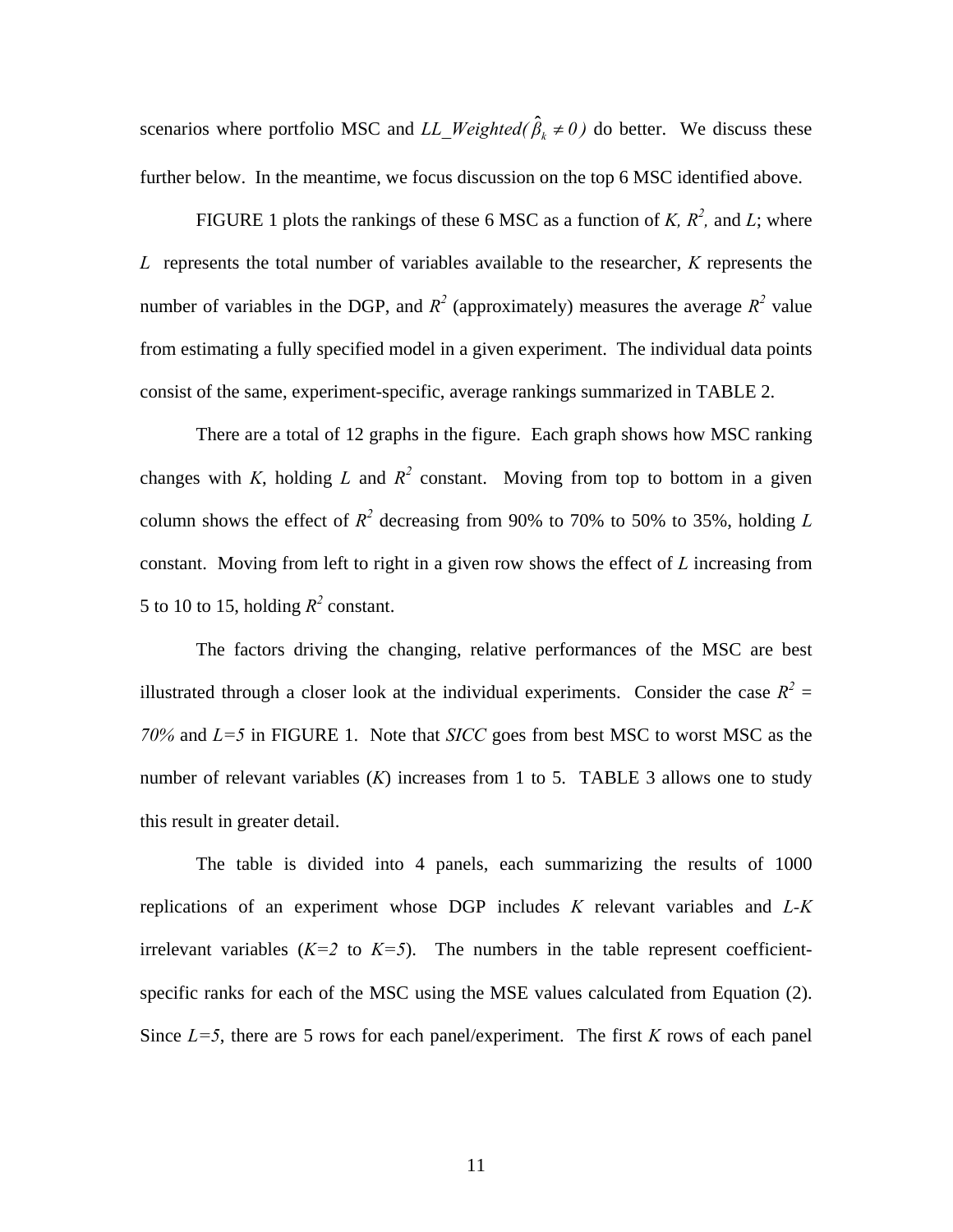scenarios where portfolio MSC and *LL_Weighted*($\hat{\beta}_k \neq 0$) do better. We discuss these further below. In the meantime, we focus discussion on the top 6 MSC identified above.

FIGURE 1 plots the rankings of these 6 MSC as a function of $K$, $R^2$, and $L$; where $L$ represents the total number of variables available to the researcher, $K$ represents the number of variables in the DGP, and $R^2$ (approximately) measures the average $R^2$ value from estimating a fully specified model in a given experiment. The individual data points consist of the same, experiment-specific, average rankings summarized in TABLE 2.

There are a total of 12 graphs in the figure. Each graph shows how MSC ranking changes with $K$, holding $L$ and $R^2$ constant. Moving from top to bottom in a given column shows the effect of $R^2$ decreasing from 90% to 70% to 50% to 35%, holding $L$ constant. Moving from left to right in a given row shows the effect of $L$ increasing from 5 to 10 to 15, holding $R^2$ constant.

The factors driving the changing, relative performances of the MSC are best illustrated through a closer look at the individual experiments. Consider the case $R^2 = 70\%$ and $L=5$ in FIGURE 1. Note that *SICC* goes from best MSC to worst MSC as the number of relevant variables ($K$) increases from 1 to 5. TABLE 3 allows one to study this result in greater detail.

The table is divided into 4 panels, each summarizing the results of 1000 replications of an experiment whose DGP includes $K$ relevant variables and $L$-$K$ irrelevant variables ($K=2$ to $K=5$). The numbers in the table represent coefficient-specific ranks for each of the MSC using the MSE values calculated from Equation (2). Since $L=5$, there are 5 rows for each panel/experiment. The first $K$ rows of each panel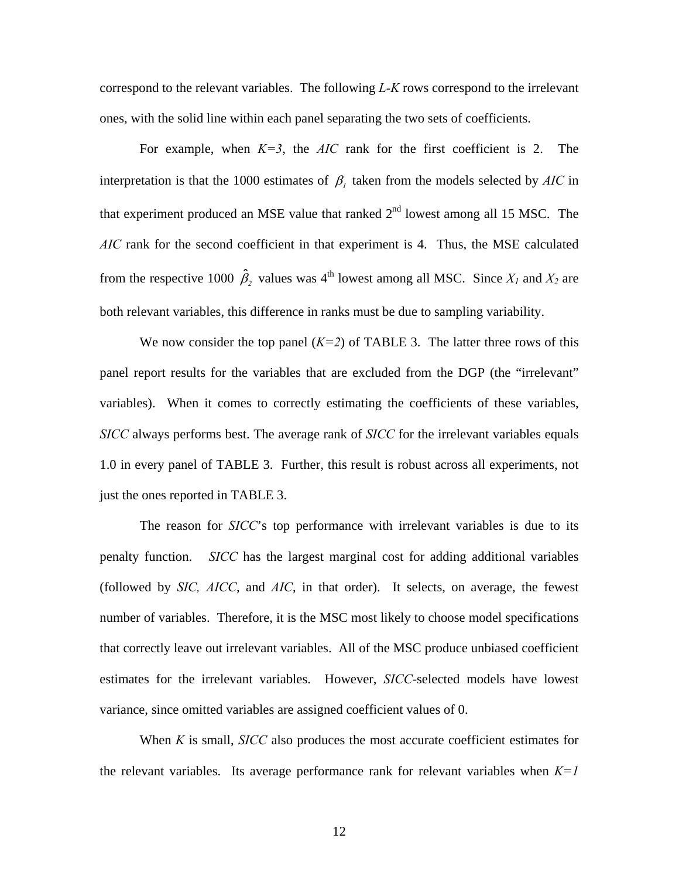correspond to the relevant variables. The following *L-K* rows correspond to the irrelevant ones, with the solid line within each panel separating the two sets of coefficients.

For example, when $K=3$, the *AIC* rank for the first coefficient is 2. The interpretation is that the 1000 estimates of $\beta_1$ taken from the models selected by *AIC* in that experiment produced an MSE value that ranked 2nd lowest among all 15 MSC. The *AIC* rank for the second coefficient in that experiment is 4. Thus, the MSE calculated from the respective 1000 $\hat{\beta}_2$ values was 4th lowest among all MSC. Since $X_1$ and $X_2$ are both relevant variables, this difference in ranks must be due to sampling variability.

We now consider the top panel ($K=2$) of TABLE 3. The latter three rows of this panel report results for the variables that are excluded from the DGP (the "irrelevant" variables). When it comes to correctly estimating the coefficients of these variables, *SICC* always performs best. The average rank of *SICC* for the irrelevant variables equals 1.0 in every panel of TABLE 3. Further, this result is robust across all experiments, not just the ones reported in TABLE 3.

The reason for *SICC*'s top performance with irrelevant variables is due to its penalty function. *SICC* has the largest marginal cost for adding additional variables (followed by *SIC, AICC*, and *AIC*, in that order). It selects, on average, the fewest number of variables. Therefore, it is the MSC most likely to choose model specifications that correctly leave out irrelevant variables. All of the MSC produce unbiased coefficient estimates for the irrelevant variables. However, *SICC*-selected models have lowest variance, since omitted variables are assigned coefficient values of 0.

When *K* is small, *SICC* also produces the most accurate coefficient estimates for the relevant variables. Its average performance rank for relevant variables when $K=1$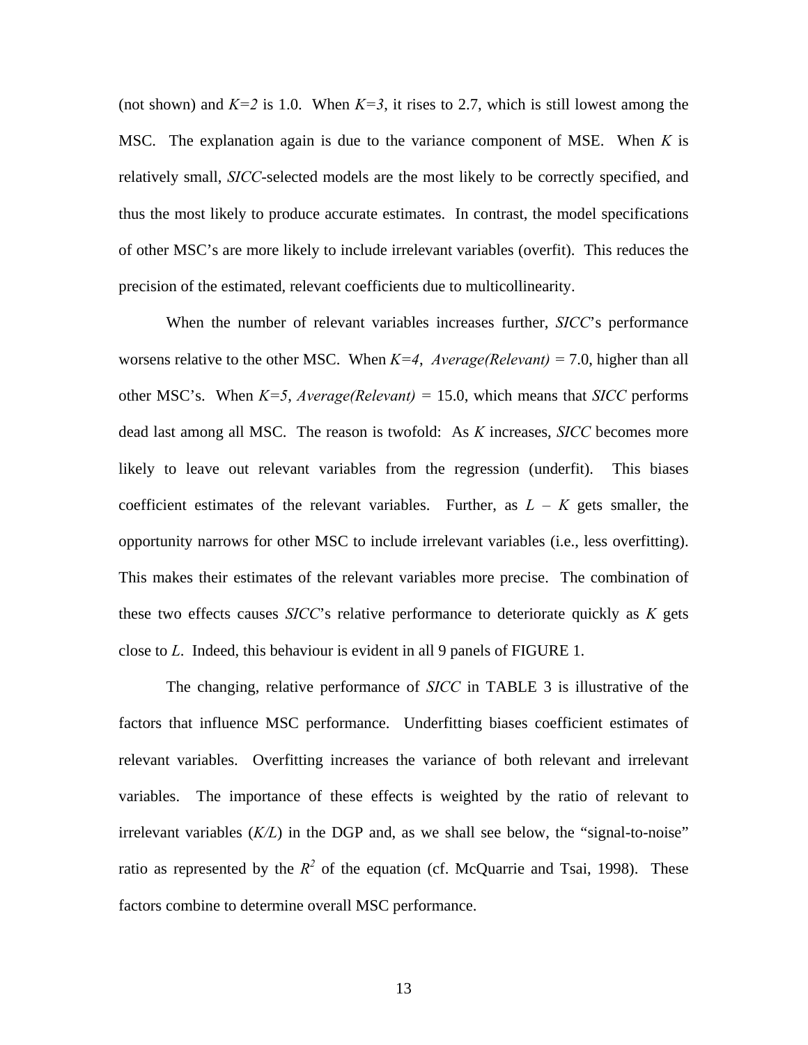(not shown) and *K=2* is 1.0. When *K=3*, it rises to 2.7, which is still lowest among the MSC. The explanation again is due to the variance component of MSE. When *K* is relatively small, *SICC*-selected models are the most likely to be correctly specified, and thus the most likely to produce accurate estimates. In contrast, the model specifications of other MSC's are more likely to include irrelevant variables (overfit). This reduces the precision of the estimated, relevant coefficients due to multicollinearity.

When the number of relevant variables increases further, *SICC*'s performance worsens relative to the other MSC. When *K=4*, *Average(Relevant)* = 7.0, higher than all other MSC's. When *K=5*, *Average(Relevant)* = 15.0, which means that *SICC* performs dead last among all MSC. The reason is twofold: As *K* increases, *SICC* becomes more likely to leave out relevant variables from the regression (underfit). This biases coefficient estimates of the relevant variables. Further, as $L - K$ gets smaller, the opportunity narrows for other MSC to include irrelevant variables (i.e., less overfitting). This makes their estimates of the relevant variables more precise. The combination of these two effects causes *SICC*'s relative performance to deteriorate quickly as *K* gets close to *L*. Indeed, this behaviour is evident in all 9 panels of FIGURE 1.

The changing, relative performance of *SICC* in TABLE 3 is illustrative of the factors that influence MSC performance. Underfitting biases coefficient estimates of relevant variables. Overfitting increases the variance of both relevant and irrelevant variables. The importance of these effects is weighted by the ratio of relevant to irrelevant variables ($K/L$) in the DGP and, as we shall see below, the "signal-to-noise" ratio as represented by the $R^2$ of the equation (cf. McQuarrie and Tsai, 1998). These factors combine to determine overall MSC performance.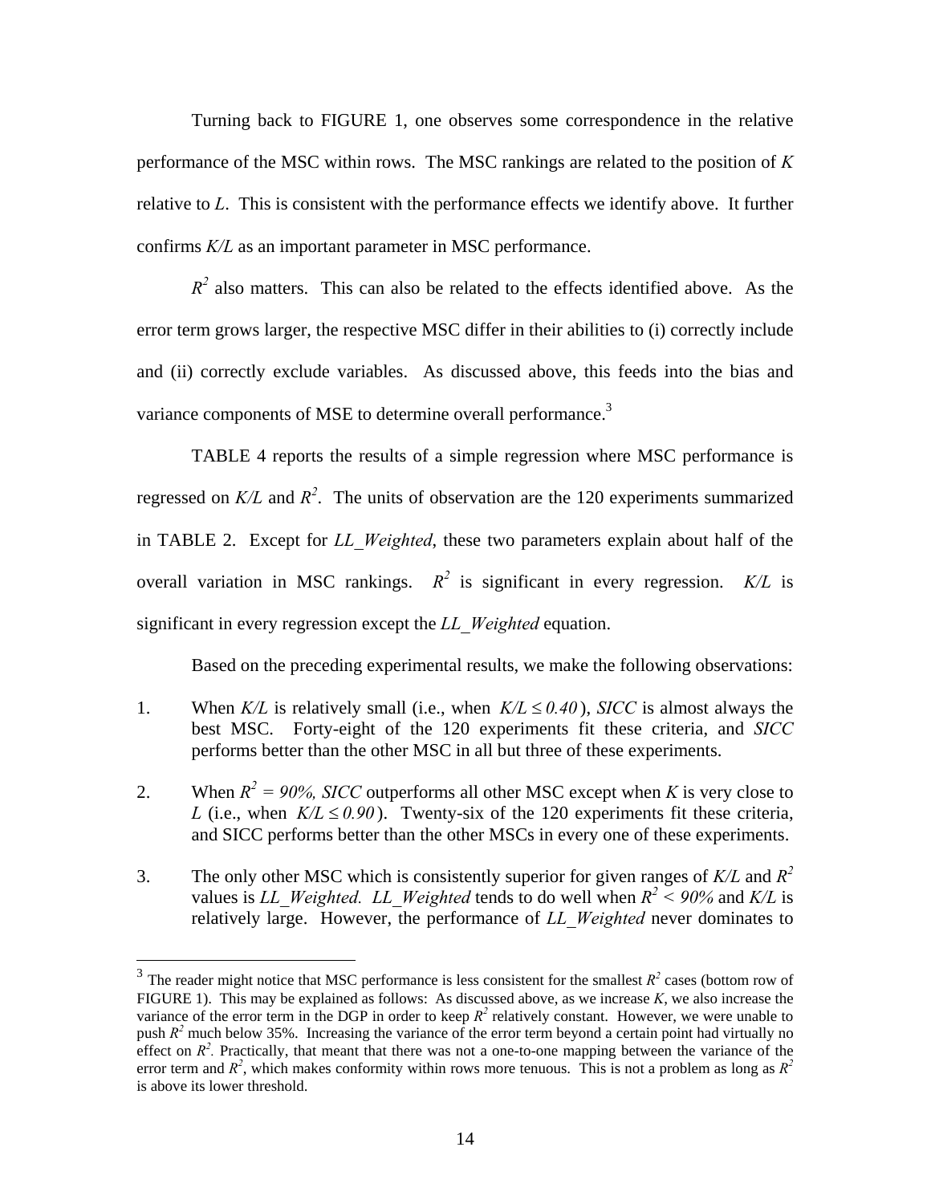Turning back to FIGURE 1, one observes some correspondence in the relative performance of the MSC within rows. The MSC rankings are related to the position of $K$ relative to $L$. This is consistent with the performance effects we identify above. It further confirms $K/L$ as an important parameter in MSC performance.

$R^2$ also matters. This can also be related to the effects identified above. As the error term grows larger, the respective MSC differ in their abilities to (i) correctly include and (ii) correctly exclude variables. As discussed above, this feeds into the bias and variance components of MSE to determine overall performance.[3]

TABLE 4 reports the results of a simple regression where MSC performance is regressed on $K/L$ and $R^2$. The units of observation are the 120 experiments summarized in TABLE 2. Except for *LL_Weighted*, these two parameters explain about half of the overall variation in MSC rankings. $R^2$ is significant in every regression. $K/L$ is significant in every regression except the *LL_Weighted* equation.

Based on the preceding experimental results, we make the following observations:

1. When $K/L$ is relatively small (i.e., when $K/L \leq 0.40$), *SICC* is almost always the best MSC. Forty-eight of the 120 experiments fit these criteria, and *SICC* performs better than the other MSC in all but three of these experiments.

2. When $R^2 = 90\%$, *SICC* outperforms all other MSC except when $K$ is very close to $L$ (i.e., when $K/L \leq 0.90$). Twenty-six of the 120 experiments fit these criteria, and SICC performs better than the other MSCs in every one of these experiments.

3. The only other MSC which is consistently superior for given ranges of $K/L$ and $R^2$ values is *LL_Weighted. LL_Weighted* tends to do well when $R^2 < 90\%$ and $K/L$ is relatively large. However, the performance of *LL_Weighted* never dominates to

[3] The reader might notice that MSC performance is less consistent for the smallest $R^2$ cases (bottom row of FIGURE 1). This may be explained as follows: As discussed above, as we increase $K$, we also increase the variance of the error term in the DGP in order to keep $R^2$ relatively constant. However, we were unable to push $R^2$ much below 35%. Increasing the variance of the error term beyond a certain point had virtually no effect on $R^2$. Practically, that meant that there was not a one-to-one mapping between the variance of the error term and $R^2$, which makes conformity within rows more tenuous. This is not a problem as long as $R^2$ is above its lower threshold.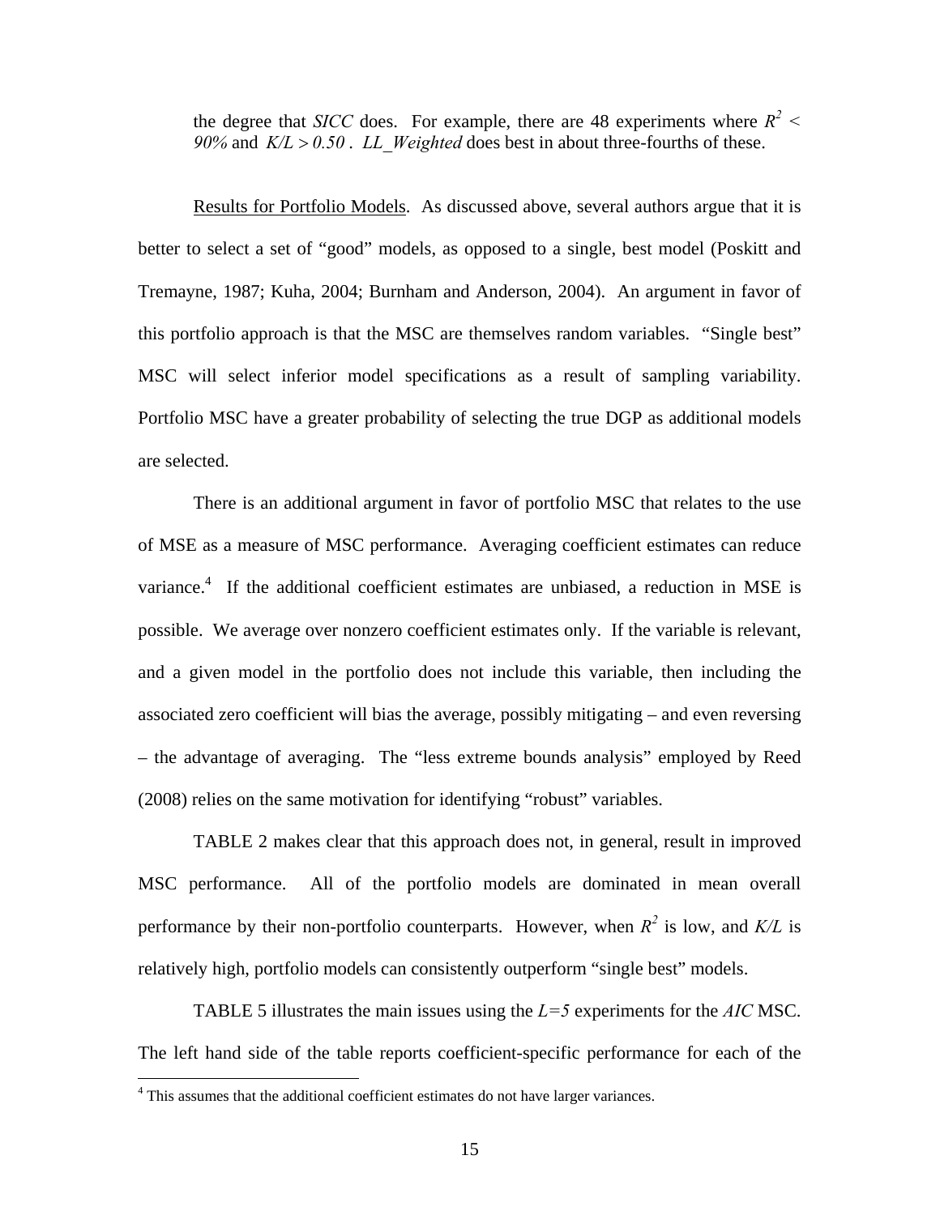the degree that *SICC* does. For example, there are 48 experiments where $R^2 < 90\%$ and $K/L > 0.50$. *LL_Weighted* does best in about three-fourths of these.

Results for Portfolio Models. As discussed above, several authors argue that it is better to select a set of "good" models, as opposed to a single, best model (Poskitt and Tremayne, 1987; Kuha, 2004; Burnham and Anderson, 2004). An argument in favor of this portfolio approach is that the MSC are themselves random variables. "Single best" MSC will select inferior model specifications as a result of sampling variability. Portfolio MSC have a greater probability of selecting the true DGP as additional models are selected.

There is an additional argument in favor of portfolio MSC that relates to the use of MSE as a measure of MSC performance. Averaging coefficient estimates can reduce variance.[4] If the additional coefficient estimates are unbiased, a reduction in MSE is possible. We average over nonzero coefficient estimates only. If the variable is relevant, and a given model in the portfolio does not include this variable, then including the associated zero coefficient will bias the average, possibly mitigating – and even reversing – the advantage of averaging. The "less extreme bounds analysis" employed by Reed (2008) relies on the same motivation for identifying "robust" variables.

TABLE 2 makes clear that this approach does not, in general, result in improved MSC performance. All of the portfolio models are dominated in mean overall performance by their non-portfolio counterparts. However, when $R^2$ is low, and $K/L$ is relatively high, portfolio models can consistently outperform "single best" models.

TABLE 5 illustrates the main issues using the $L=5$ experiments for the *AIC* MSC. The left hand side of the table reports coefficient-specific performance for each of the

[4] This assumes that the additional coefficient estimates do not have larger variances.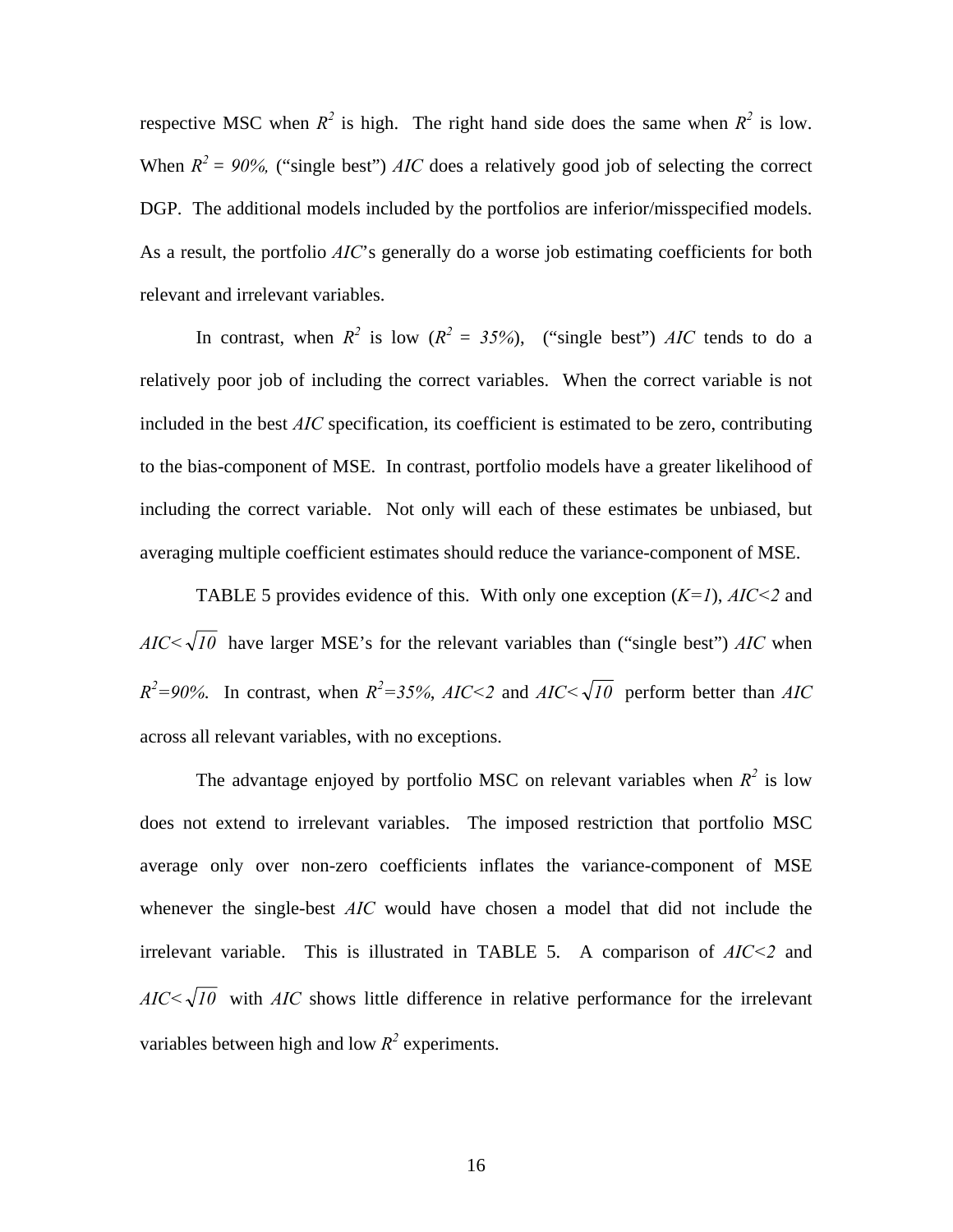respective MSC when $R^2$ is high. The right hand side does the same when $R^2$ is low. When $R^2 = 90\%$, ("single best") *AIC* does a relatively good job of selecting the correct DGP. The additional models included by the portfolios are inferior/misspecified models. As a result, the portfolio *AIC*'s generally do a worse job estimating coefficients for both relevant and irrelevant variables.

In contrast, when $R^2$ is low ($R^2 = 35\%$), ("single best") *AIC* tends to do a relatively poor job of including the correct variables. When the correct variable is not included in the best *AIC* specification, its coefficient is estimated to be zero, contributing to the bias-component of MSE. In contrast, portfolio models have a greater likelihood of including the correct variable. Not only will each of these estimates be unbiased, but averaging multiple coefficient estimates should reduce the variance-component of MSE.

TABLE 5 provides evidence of this. With only one exception ($K=1$), $AIC<2$ and $AIC<\sqrt{10}$ have larger MSE's for the relevant variables than ("single best") *AIC* when $R^2=90\%$. In contrast, when $R^2=35\%$, $AIC<2$ and $AIC<\sqrt{10}$ perform better than *AIC* across all relevant variables, with no exceptions.

The advantage enjoyed by portfolio MSC on relevant variables when $R^2$ is low does not extend to irrelevant variables. The imposed restriction that portfolio MSC average only over non-zero coefficients inflates the variance-component of MSE whenever the single-best *AIC* would have chosen a model that did not include the irrelevant variable. This is illustrated in TABLE 5. A comparison of $AIC<2$ and $AIC<\sqrt{10}$ with *AIC* shows little difference in relative performance for the irrelevant variables between high and low $R^2$ experiments.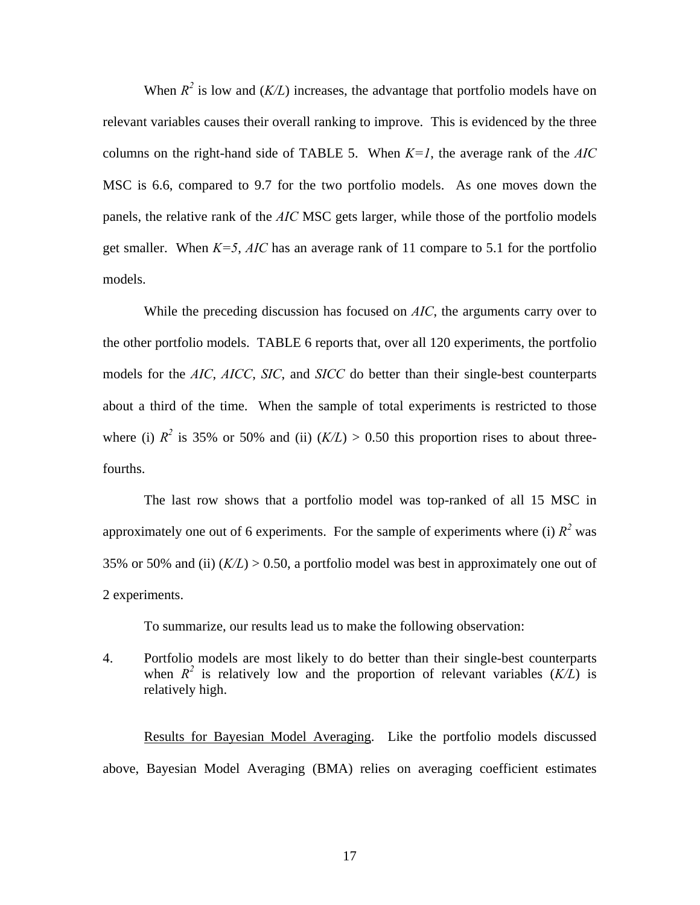When $R^2$ is low and ($K/L$) increases, the advantage that portfolio models have on relevant variables causes their overall ranking to improve. This is evidenced by the three columns on the right-hand side of TABLE 5. When $K=1$, the average rank of the *AIC* MSC is 6.6, compared to 9.7 for the two portfolio models. As one moves down the panels, the relative rank of the *AIC* MSC gets larger, while those of the portfolio models get smaller. When $K=5$, *AIC* has an average rank of 11 compare to 5.1 for the portfolio models.

While the preceding discussion has focused on *AIC*, the arguments carry over to the other portfolio models. TABLE 6 reports that, over all 120 experiments, the portfolio models for the *AIC*, *AICC*, *SIC*, and *SICC* do better than their single-best counterparts about a third of the time. When the sample of total experiments is restricted to those where (i) $R^2$ is 35% or 50% and (ii) ($K/L$) > 0.50 this proportion rises to about three-fourths.

The last row shows that a portfolio model was top-ranked of all 15 MSC in approximately one out of 6 experiments. For the sample of experiments where (i) $R^2$ was 35% or 50% and (ii) ($K/L$) > 0.50, a portfolio model was best in approximately one out of 2 experiments.

To summarize, our results lead us to make the following observation:

4. Portfolio models are most likely to do better than their single-best counterparts when $R^2$ is relatively low and the proportion of relevant variables ($K/L$) is relatively high.

Results for Bayesian Model Averaging. Like the portfolio models discussed above, Bayesian Model Averaging (BMA) relies on averaging coefficient estimates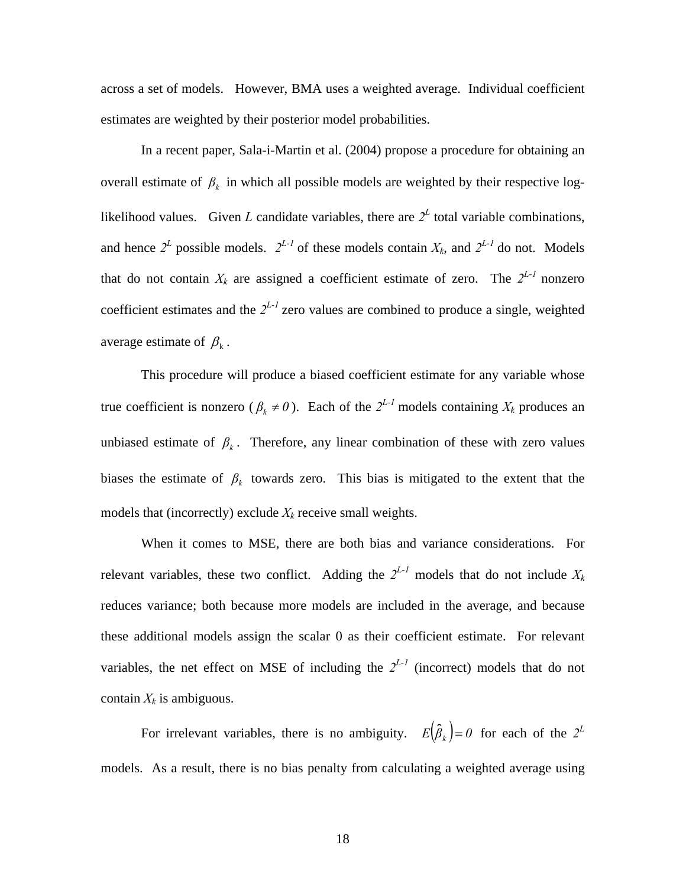across a set of models. However, BMA uses a weighted average. Individual coefficient estimates are weighted by their posterior model probabilities.

In a recent paper, Sala-i-Martin et al. (2004) propose a procedure for obtaining an overall estimate of $\beta_k$ in which all possible models are weighted by their respective log-likelihood values. Given $L$ candidate variables, there are $2^L$ total variable combinations, and hence $2^L$ possible models. $2^{L-1}$ of these models contain $X_k$, and $2^{L-1}$ do not. Models that do not contain $X_k$ are assigned a coefficient estimate of zero. The $2^{L-1}$ nonzero coefficient estimates and the $2^{L-1}$ zero values are combined to produce a single, weighted average estimate of $\beta_k$.

This procedure will produce a biased coefficient estimate for any variable whose true coefficient is nonzero ($\beta_k \neq 0$). Each of the $2^{L-1}$ models containing $X_k$ produces an unbiased estimate of $\beta_k$. Therefore, any linear combination of these with zero values biases the estimate of $\beta_k$ towards zero. This bias is mitigated to the extent that the models that (incorrectly) exclude $X_k$ receive small weights.

When it comes to MSE, there are both bias and variance considerations. For relevant variables, these two conflict. Adding the $2^{L-1}$ models that do not include $X_k$ reduces variance; both because more models are included in the average, and because these additional models assign the scalar 0 as their coefficient estimate. For relevant variables, the net effect on MSE of including the $2^{L-1}$ (incorrect) models that do not contain $X_k$ is ambiguous.

For irrelevant variables, there is no ambiguity. $E(\hat{\beta}_k) = 0$ for each of the $2^L$ models. As a result, there is no bias penalty from calculating a weighted average using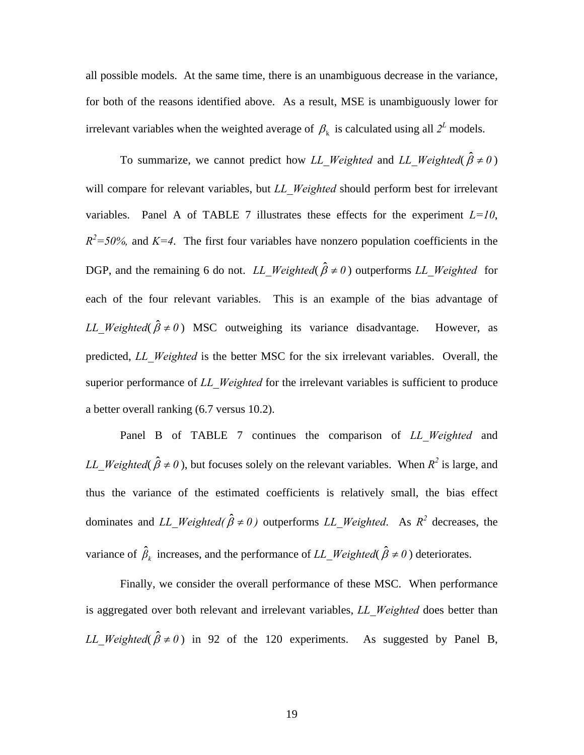all possible models. At the same time, there is an unambiguous decrease in the variance, for both of the reasons identified above. As a result, MSE is unambiguously lower for irrelevant variables when the weighted average of $\beta_k$ is calculated using all $2^L$ models.

To summarize, we cannot predict how *LL_Weighted* and *LL_Weighted*( $\hat{\beta} \neq 0$ ) will compare for relevant variables, but *LL_Weighted* should perform best for irrelevant variables. Panel A of TABLE 7 illustrates these effects for the experiment $L=10$, $R^2=50\%$, and $K=4$. The first four variables have nonzero population coefficients in the DGP, and the remaining 6 do not. *LL_Weighted*( $\hat{\beta} \neq 0$ ) outperforms *LL_Weighted* for each of the four relevant variables. This is an example of the bias advantage of *LL_Weighted*( $\hat{\beta} \neq 0$ ) MSC outweighing its variance disadvantage. However, as predicted, *LL_Weighted* is the better MSC for the six irrelevant variables. Overall, the superior performance of *LL_Weighted* for the irrelevant variables is sufficient to produce a better overall ranking (6.7 versus 10.2).

Panel B of TABLE 7 continues the comparison of *LL_Weighted* and *LL_Weighted*( $\hat{\beta} \neq 0$ ), but focuses solely on the relevant variables. When $R^2$ is large, and thus the variance of the estimated coefficients is relatively small, the bias effect dominates and *LL_Weighted*( $\hat{\beta} \neq 0$ ) outperforms *LL_Weighted*. As $R^2$ decreases, the variance of $\hat{\beta}_k$ increases, and the performance of *LL_Weighted*( $\hat{\beta} \neq 0$ ) deteriorates.

Finally, we consider the overall performance of these MSC. When performance is aggregated over both relevant and irrelevant variables, *LL_Weighted* does better than *LL_Weighted*( $\hat{\beta} \neq 0$ ) in 92 of the 120 experiments. As suggested by Panel B,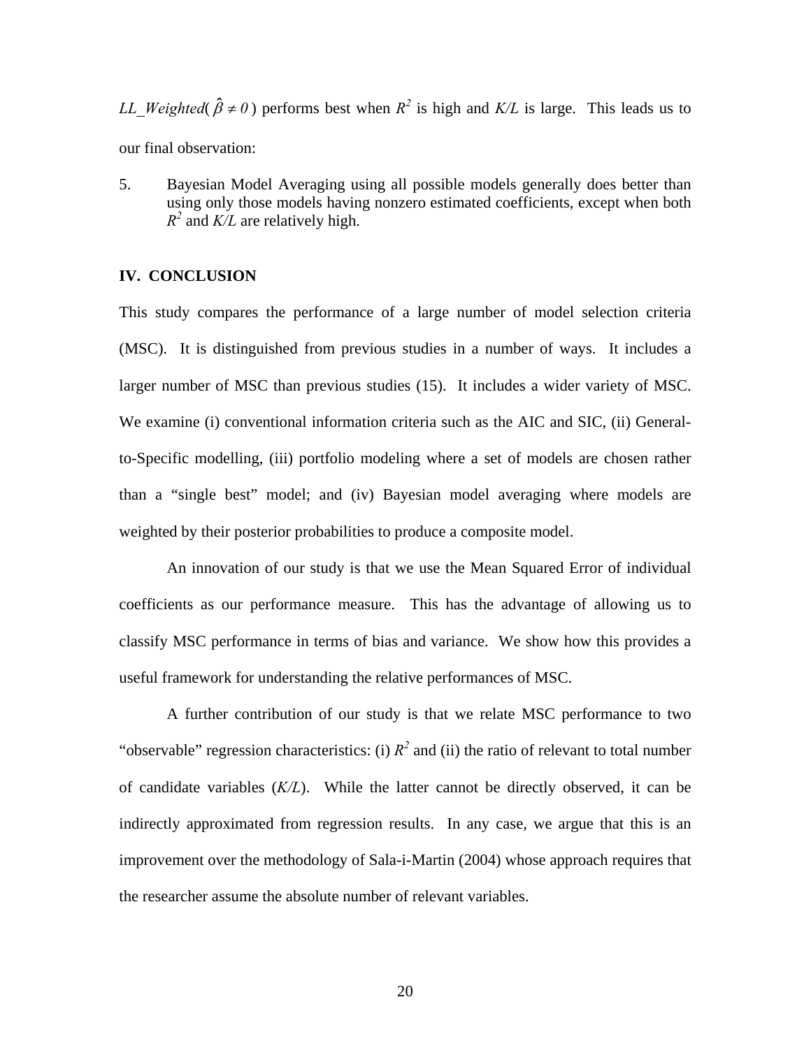*LL_Weighted*($\hat{\beta} \neq 0$) performs best when $R^2$ is high and *K/L* is large. This leads us to our final observation:

5. Bayesian Model Averaging using all possible models generally does better than using only those models having nonzero estimated coefficients, except when both $R^2$ and *K/L* are relatively high.

## IV. CONCLUSION

This study compares the performance of a large number of model selection criteria (MSC). It is distinguished from previous studies in a number of ways. It includes a larger number of MSC than previous studies (15). It includes a wider variety of MSC. We examine (i) conventional information criteria such as the AIC and SIC, (ii) General-to-Specific modelling, (iii) portfolio modeling where a set of models are chosen rather than a "single best" model; and (iv) Bayesian model averaging where models are weighted by their posterior probabilities to produce a composite model.

An innovation of our study is that we use the Mean Squared Error of individual coefficients as our performance measure. This has the advantage of allowing us to classify MSC performance in terms of bias and variance. We show how this provides a useful framework for understanding the relative performances of MSC.

A further contribution of our study is that we relate MSC performance to two "observable" regression characteristics: (i) $R^2$ and (ii) the ratio of relevant to total number of candidate variables (*K/L*). While the latter cannot be directly observed, it can be indirectly approximated from regression results. In any case, we argue that this is an improvement over the methodology of Sala-i-Martin (2004) whose approach requires that the researcher assume the absolute number of relevant variables.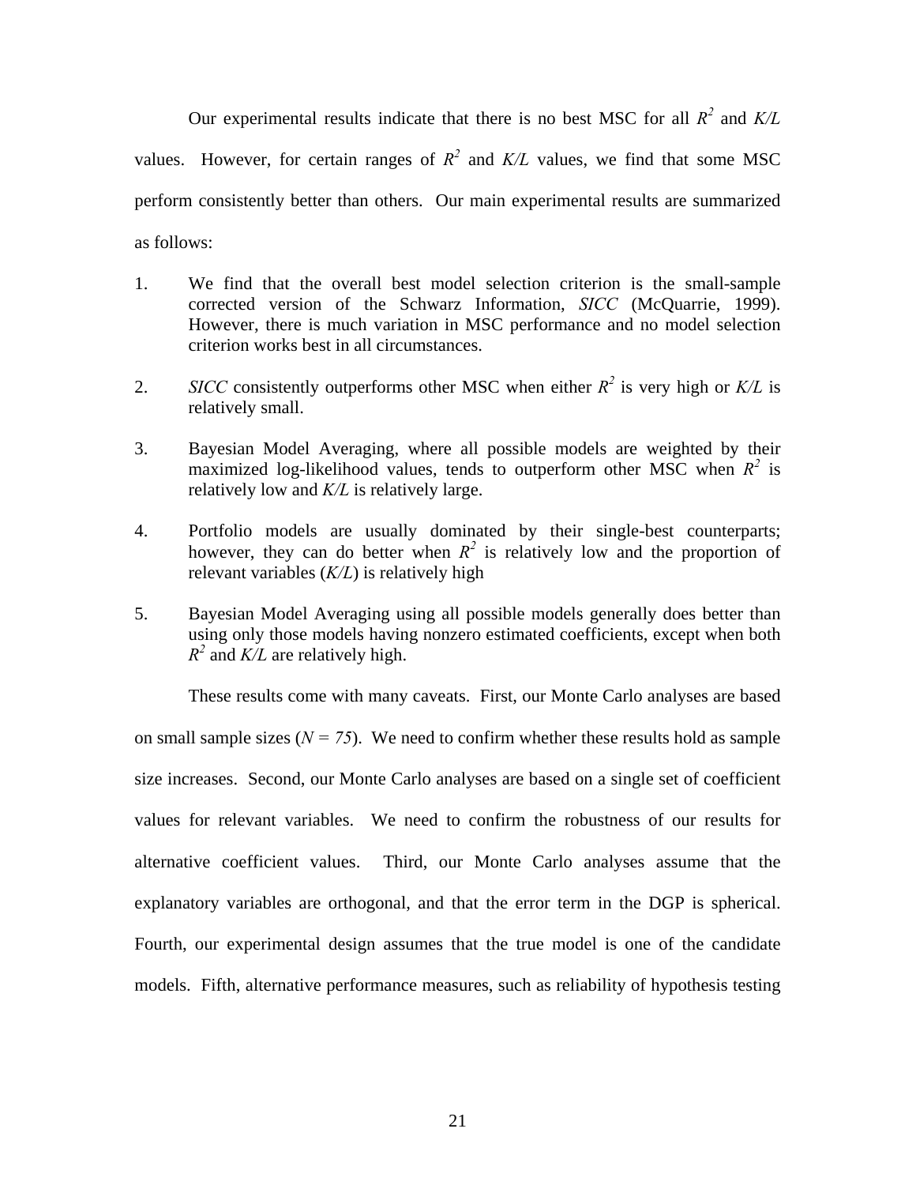Our experimental results indicate that there is no best MSC for all $R^2$ and *K/L* values. However, for certain ranges of $R^2$ and *K/L* values, we find that some MSC perform consistently better than others. Our main experimental results are summarized as follows:

1. We find that the overall best model selection criterion is the small-sample corrected version of the Schwarz Information, *SICC* (McQuarrie, 1999). However, there is much variation in MSC performance and no model selection criterion works best in all circumstances.

2. *SICC* consistently outperforms other MSC when either $R^2$ is very high or *K/L* is relatively small.

3. Bayesian Model Averaging, where all possible models are weighted by their maximized log-likelihood values, tends to outperform other MSC when $R^2$ is relatively low and *K/L* is relatively large.

4. Portfolio models are usually dominated by their single-best counterparts; however, they can do better when $R^2$ is relatively low and the proportion of relevant variables (*K/L*) is relatively high

5. Bayesian Model Averaging using all possible models generally does better than using only those models having nonzero estimated coefficients, except when both $R^2$ and *K/L* are relatively high.

These results come with many caveats. First, our Monte Carlo analyses are based on small sample sizes ($N = 75$). We need to confirm whether these results hold as sample size increases. Second, our Monte Carlo analyses are based on a single set of coefficient values for relevant variables. We need to confirm the robustness of our results for alternative coefficient values. Third, our Monte Carlo analyses assume that the explanatory variables are orthogonal, and that the error term in the DGP is spherical. Fourth, our experimental design assumes that the true model is one of the candidate models. Fifth, alternative performance measures, such as reliability of hypothesis testing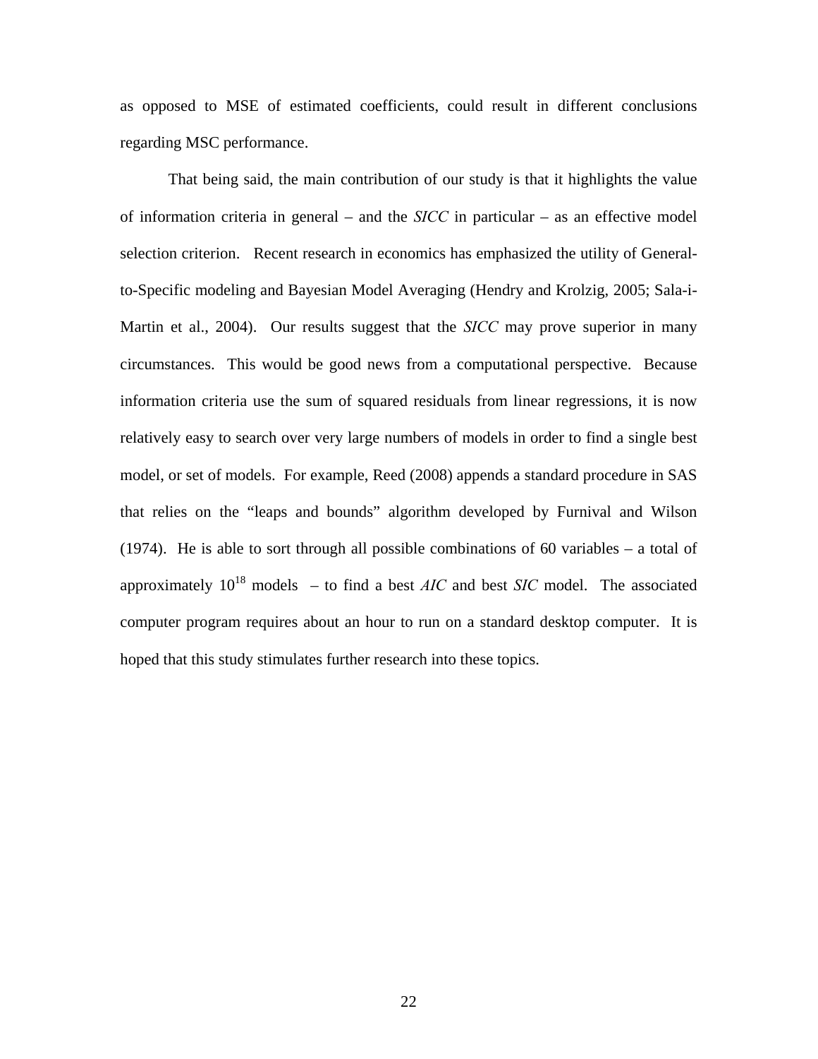as opposed to MSE of estimated coefficients, could result in different conclusions regarding MSC performance.

That being said, the main contribution of our study is that it highlights the value of information criteria in general – and the *SICC* in particular – as an effective model selection criterion. Recent research in economics has emphasized the utility of General-to-Specific modeling and Bayesian Model Averaging (Hendry and Krolzig, 2005; Sala-i-Martin et al., 2004). Our results suggest that the *SICC* may prove superior in many circumstances. This would be good news from a computational perspective. Because information criteria use the sum of squared residuals from linear regressions, it is now relatively easy to search over very large numbers of models in order to find a single best model, or set of models. For example, Reed (2008) appends a standard procedure in SAS that relies on the "leaps and bounds" algorithm developed by Furnival and Wilson (1974). He is able to sort through all possible combinations of 60 variables – a total of approximately $10^{18}$ models – to find a best *AIC* and best *SIC* model. The associated computer program requires about an hour to run on a standard desktop computer. It is hoped that this study stimulates further research into these topics.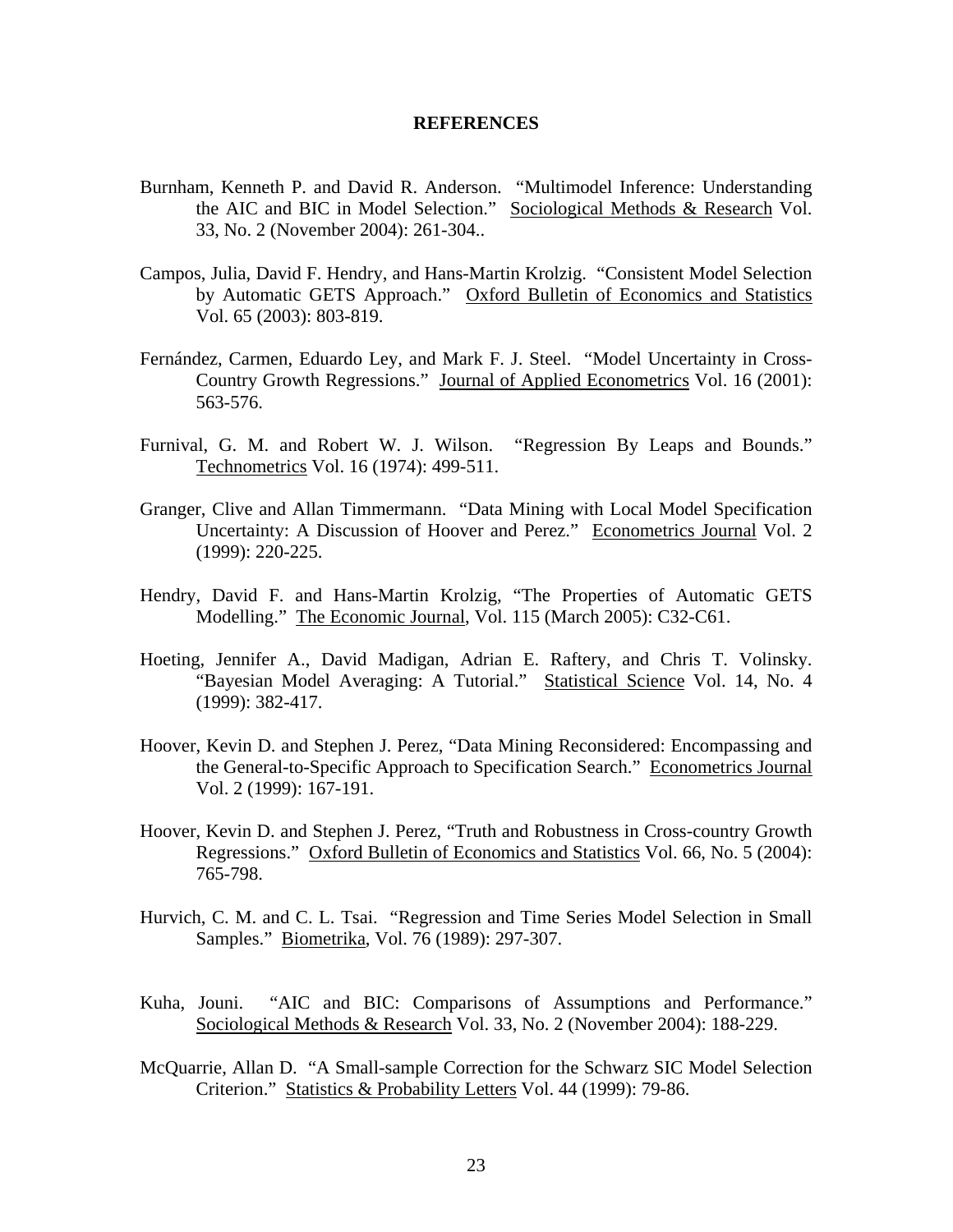## REFERENCES

Burnham, Kenneth P. and David R. Anderson. "Multimodel Inference: Understanding the AIC and BIC in Model Selection." Sociological Methods & Research Vol. 33, No. 2 (November 2004): 261-304..

Campos, Julia, David F. Hendry, and Hans-Martin Krolzig. "Consistent Model Selection by Automatic GETS Approach." Oxford Bulletin of Economics and Statistics Vol. 65 (2003): 803-819.

Fernández, Carmen, Eduardo Ley, and Mark F. J. Steel. "Model Uncertainty in Cross-Country Growth Regressions." Journal of Applied Econometrics Vol. 16 (2001): 563-576.

Furnival, G. M. and Robert W. J. Wilson. "Regression By Leaps and Bounds." Technometrics Vol. 16 (1974): 499-511.

Granger, Clive and Allan Timmermann. "Data Mining with Local Model Specification Uncertainty: A Discussion of Hoover and Perez." Econometrics Journal Vol. 2 (1999): 220-225.

Hendry, David F. and Hans-Martin Krolzig, "The Properties of Automatic GETS Modelling." The Economic Journal, Vol. 115 (March 2005): C32-C61.

Hoeting, Jennifer A., David Madigan, Adrian E. Raftery, and Chris T. Volinsky. "Bayesian Model Averaging: A Tutorial." Statistical Science Vol. 14, No. 4 (1999): 382-417.

Hoover, Kevin D. and Stephen J. Perez, "Data Mining Reconsidered: Encompassing and the General-to-Specific Approach to Specification Search." Econometrics Journal Vol. 2 (1999): 167-191.

Hoover, Kevin D. and Stephen J. Perez, "Truth and Robustness in Cross-country Growth Regressions." Oxford Bulletin of Economics and Statistics Vol. 66, No. 5 (2004): 765-798.

Hurvich, C. M. and C. L. Tsai. "Regression and Time Series Model Selection in Small Samples." Biometrika, Vol. 76 (1989): 297-307.

Kuha, Jouni. "AIC and BIC: Comparisons of Assumptions and Performance." Sociological Methods & Research Vol. 33, No. 2 (November 2004): 188-229.

McQuarrie, Allan D. "A Small-sample Correction for the Schwarz SIC Model Selection Criterion." Statistics & Probability Letters Vol. 44 (1999): 79-86.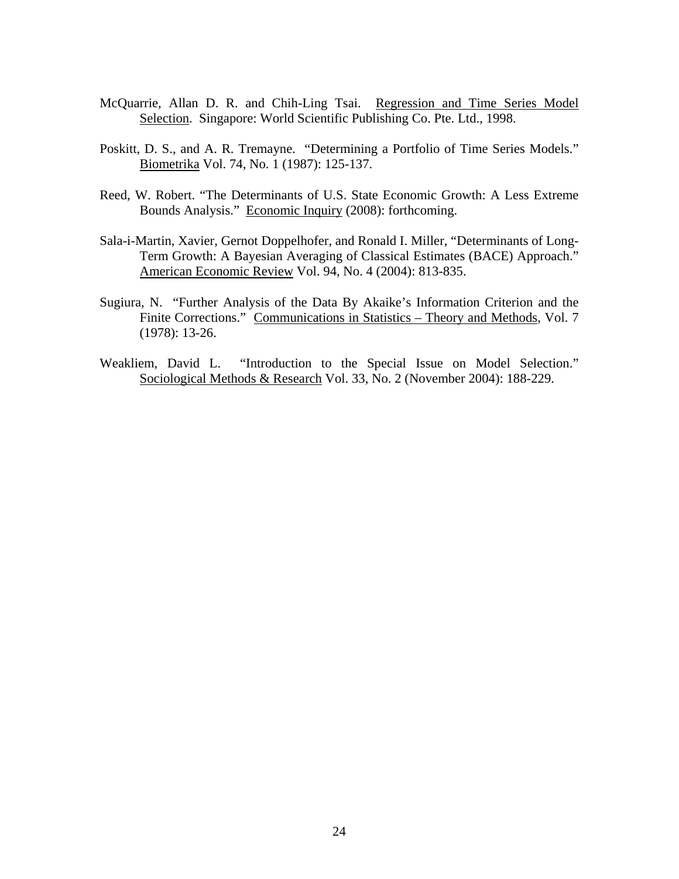McQuarrie, Allan D. R. and Chih-Ling Tsai. Regression and Time Series Model Selection. Singapore: World Scientific Publishing Co. Pte. Ltd., 1998.

Poskitt, D. S., and A. R. Tremayne. "Determining a Portfolio of Time Series Models." Biometrika Vol. 74, No. 1 (1987): 125-137.

Reed, W. Robert. "The Determinants of U.S. State Economic Growth: A Less Extreme Bounds Analysis." Economic Inquiry (2008): forthcoming.

Sala-i-Martin, Xavier, Gernot Doppelhofer, and Ronald I. Miller, "Determinants of Long-Term Growth: A Bayesian Averaging of Classical Estimates (BACE) Approach." American Economic Review Vol. 94, No. 4 (2004): 813-835.

Sugiura, N. "Further Analysis of the Data By Akaike's Information Criterion and the Finite Corrections." Communications in Statistics – Theory and Methods, Vol. 7 (1978): 13-26.

Weakliem, David L. "Introduction to the Special Issue on Model Selection." Sociological Methods & Research Vol. 33, No. 2 (November 2004): 188-229.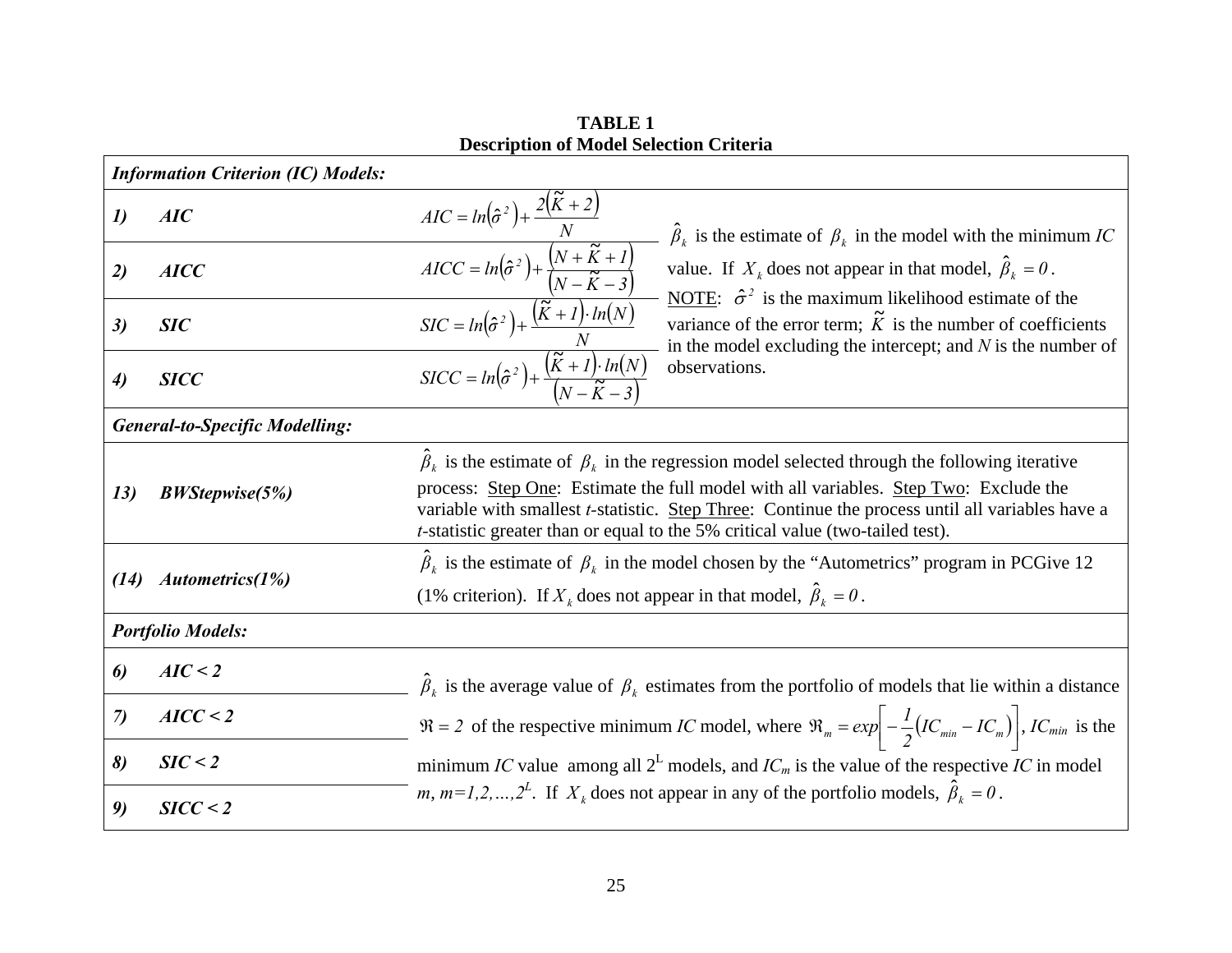**TABLE 1**
**Description of Model Selection Criteria**

| | | |
|---|---|---|
| ***Information Criterion (IC) Models:*** | | |
| ***1) AIC*** | $AIC = ln\left(\hat{\sigma}^2\right) + \frac{2\left(\tilde{K}+2\right)}{N}$ | $\hat{\beta}_k$ is the estimate of $\beta_k$ in the model with the minimum *IC* value. If $X_k$ does not appear in that model, $\hat{\beta}_k = 0$. NOTE: $\hat{\sigma}^2$ is the maximum likelihood estimate of the variance of the error term; $\tilde{K}$ is the number of coefficients in the model excluding the intercept; and *N* is the number of observations. |
| ***2) AICC*** | $AICC = ln\left(\hat{\sigma}^2\right) + \frac{\left(N+\tilde{K}+1\right)}{\left(N-\tilde{K}-3\right)}$ | |
| ***3) SIC*** | $SIC = ln\left(\hat{\sigma}^2\right) + \frac{\left(\tilde{K}+1\right)\cdot ln\left(N\right)}{N}$ | |
| ***4) SICC*** | $SICC = ln\left(\hat{\sigma}^2\right) + \frac{\left(\tilde{K}+1\right)\cdot ln\left(N\right)}{\left(N-\tilde{K}-3\right)}$ | |
| ***General-to-Specific Modelling:*** | | |
| ***13) BWStepwise(5%)*** | $\hat{\beta}_k$ is the estimate of $\beta_k$ in the regression model selected through the following iterative process: Step One: Estimate the full model with all variables. Step Two: Exclude the variable with smallest *t*-statistic. Step Three: Continue the process until all variables have a *t*-statistic greater than or equal to the 5% critical value (two-tailed test). | |
| ***(14) Autometrics(1%)*** | $\hat{\beta}_k$ is the estimate of $\beta_k$ in the model chosen by the "Autometrics" program in PCGive 12 (1% criterion). If $X_k$ does not appear in that model, $\hat{\beta}_k = 0$. | |
| ***Portfolio Models:*** | | |
| ***6) AIC < 2*** | $\hat{\beta}_k$ is the average value of $\beta_k$ estimates from the portfolio of models that lie within a distance $\Re = 2$ of the respective minimum *IC* model, where $\Re_m = exp\left[-\frac{1}{2}\left(IC_{min} - IC_m\right)\right]$, $IC_{min}$ is the minimum *IC* value among all $2^L$ models, and $IC_m$ is the value of the respective *IC* in model *m*, $m=1,2,\ldots,2^L$. If $X_k$ does not appear in any of the portfolio models, $\hat{\beta}_k = 0$. | |
| ***7) AICC < 2*** | | |
| ***8) SIC < 2*** | | |
| ***9) SICC < 2*** | | |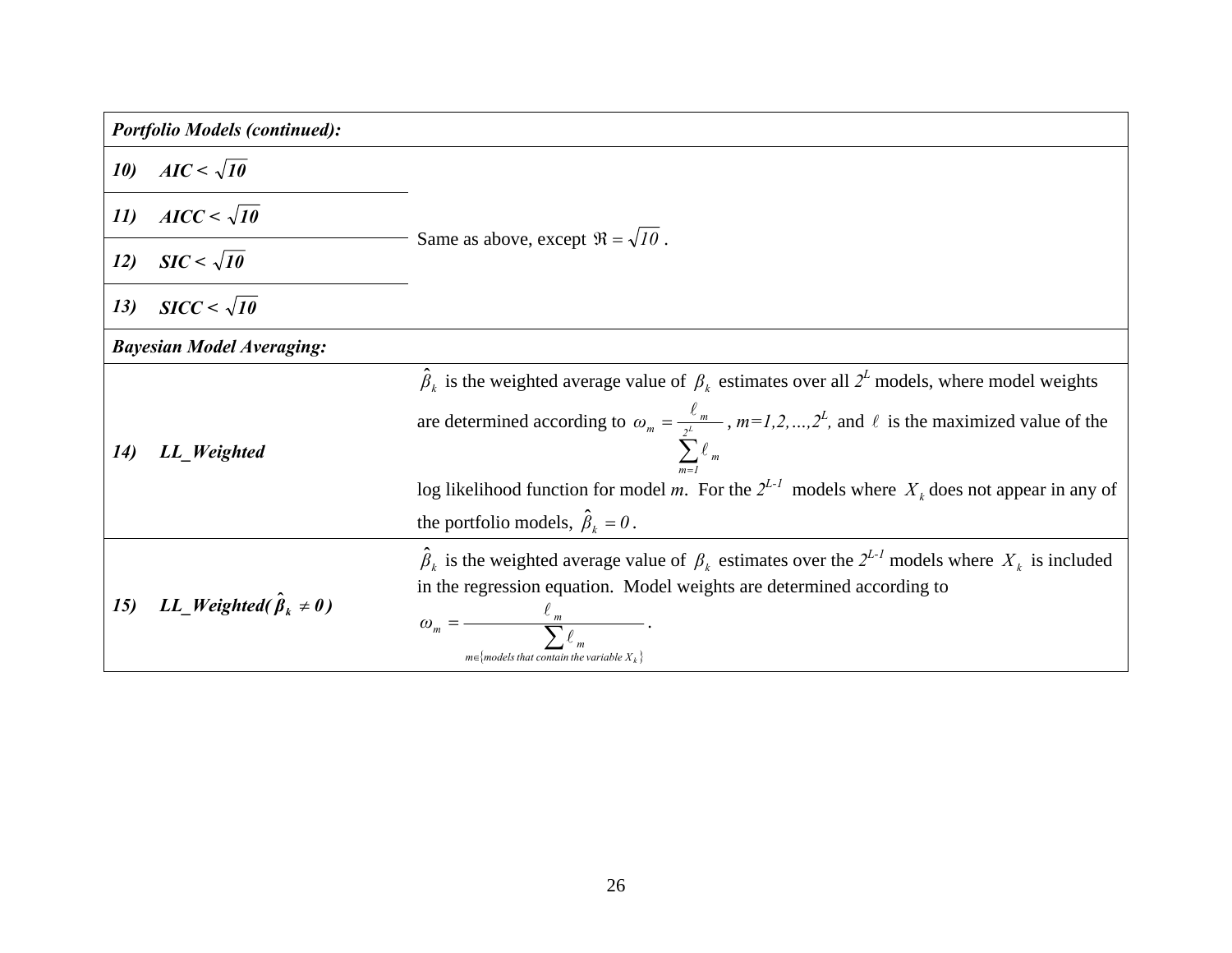| | |
|---|---|
| ***Portfolio Models (continued):*** | |
| ***10) AIC < $\sqrt{10}$*** | Same as above, except $\Re = \sqrt{10}$ . |
| ***11) AICC < $\sqrt{10}$*** | |
| ***12) SIC < $\sqrt{10}$*** | |
| ***13) SICC < $\sqrt{10}$*** | |
| ***Bayesian Model Averaging:*** | |
| ***14) LL_Weighted*** | $\hat{\beta}_k$ is the weighted average value of $\beta_k$ estimates over all $2^L$ models, where model weights are determined according to $\omega_m = \frac{\ell_m}{\sum_{m=1}^{2^L} \ell_m}$ , $m=1,2,\ldots,2^L$, and $\ell$ is the maximized value of the log likelihood function for model *m*. For the $2^{L-1}$ models where $X_k$ does not appear in any of the portfolio models, $\hat{\beta}_k = 0$ . |
| ***15) LL_Weighted( $\hat{\beta}_k \neq 0$ )*** | $\hat{\beta}_k$ is the weighted average value of $\beta_k$ estimates over the $2^{L-1}$ models where $X_k$ is included in the regression equation. Model weights are determined according to $\omega_m = \frac{\ell_m}{\sum_{m \in \{\text{models that contain the variable } X_k\}} \ell_m}$ . |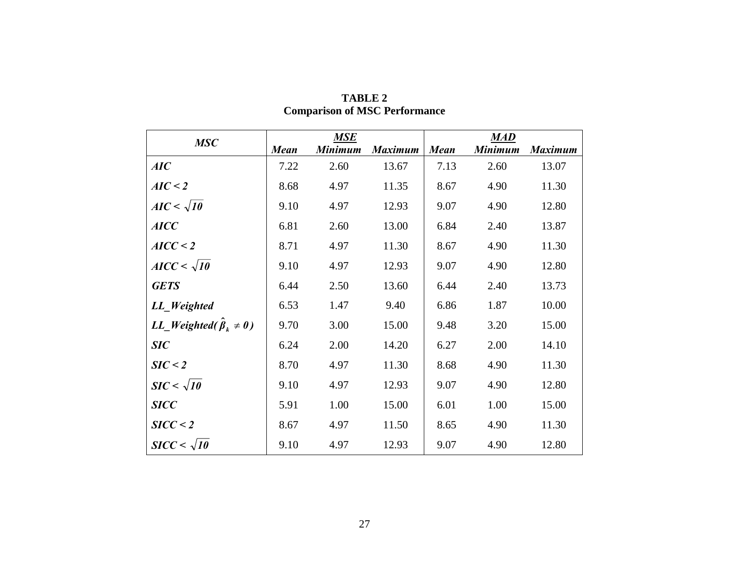**TABLE 2**
**Comparison of MSC Performance**

| ***MSC*** | ***MSE*** | | | ***MAD*** | | |
|---|---|---|---|---|---|---|
| | ***Mean*** | ***Minimum*** | ***Maximum*** | ***Mean*** | ***Minimum*** | ***Maximum*** |
| ***AIC*** | 7.22 | 2.60 | 13.67 | 7.13 | 2.60 | 13.07 |
| ***AIC < 2*** | 8.68 | 4.97 | 11.35 | 8.67 | 4.90 | 11.30 |
| ***AIC <*** $\sqrt{10}$ | 9.10 | 4.97 | 12.93 | 9.07 | 4.90 | 12.80 |
| ***AICC*** | 6.81 | 2.60 | 13.00 | 6.84 | 2.40 | 13.87 |
| ***AICC < 2*** | 8.71 | 4.97 | 11.30 | 8.67 | 4.90 | 11.30 |
| ***AICC <*** $\sqrt{10}$ | 9.10 | 4.97 | 12.93 | 9.07 | 4.90 | 12.80 |
| ***GETS*** | 6.44 | 2.50 | 13.60 | 6.44 | 2.40 | 13.73 |
| ***LL_Weighted*** | 6.53 | 1.47 | 9.40 | 6.86 | 1.87 | 10.00 |
| ***LL_Weighted(*** $\hat{\beta}_k \neq 0$ ***)*** | 9.70 | 3.00 | 15.00 | 9.48 | 3.20 | 15.00 |
| ***SIC*** | 6.24 | 2.00 | 14.20 | 6.27 | 2.00 | 14.10 |
| ***SIC < 2*** | 8.70 | 4.97 | 11.30 | 8.68 | 4.90 | 11.30 |
| ***SIC <*** $\sqrt{10}$ | 9.10 | 4.97 | 12.93 | 9.07 | 4.90 | 12.80 |
| ***SICC*** | 5.91 | 1.00 | 15.00 | 6.01 | 1.00 | 15.00 |
| ***SICC < 2*** | 8.67 | 4.97 | 11.50 | 8.65 | 4.90 | 11.30 |
| ***SICC <*** $\sqrt{10}$ | 9.10 | 4.97 | 12.93 | 9.07 | 4.90 | 12.80 |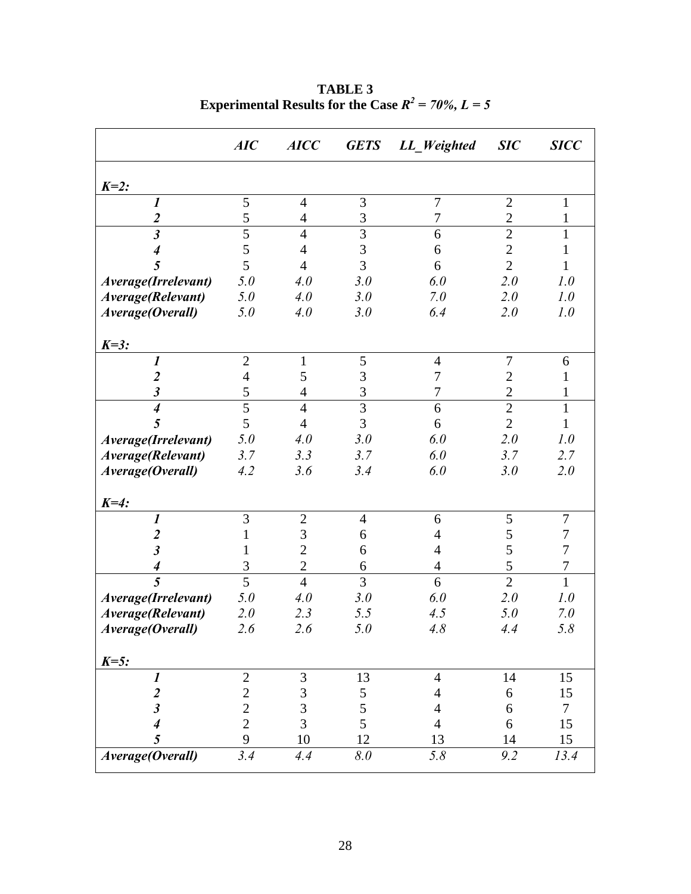**TABLE 3**
**Experimental Results for the Case $R^2 = 70\%, L = 5$**

| | *AIC* | *AICC* | *GETS* | *LL_Weighted* | *SIC* | *SICC* |
|---|---|---|---|---|---|---|
| ***K=2:*** | | | | | | |
| ***1*** | 5 | 4 | 3 | 7 | 2 | 1 |
| ***2*** | 5 | 4 | 3 | 7 | 2 | 1 |
| ***3*** | 5 | 4 | 3 | 6 | 2 | 1 |
| ***4*** | 5 | 4 | 3 | 6 | 2 | 1 |
| ***5*** | 5 | 4 | 3 | 6 | 2 | 1 |
| ***Average(Irrelevant)*** | *5.0* | *4.0* | *3.0* | *6.0* | *2.0* | *1.0* |
| ***Average(Relevant)*** | *5.0* | *4.0* | *3.0* | *7.0* | *2.0* | *1.0* |
| ***Average(Overall)*** | *5.0* | *4.0* | *3.0* | *6.4* | *2.0* | *1.0* |
| ***K=3:*** | | | | | | |
| ***1*** | 2 | 1 | 5 | 4 | 7 | 6 |
| ***2*** | 4 | 5 | 3 | 7 | 2 | 1 |
| ***3*** | 5 | 4 | 3 | 7 | 2 | 1 |
| ***4*** | 5 | 4 | 3 | 6 | 2 | 1 |
| ***5*** | 5 | 4 | 3 | 6 | 2 | 1 |
| ***Average(Irrelevant)*** | *5.0* | *4.0* | *3.0* | *6.0* | *2.0* | *1.0* |
| ***Average(Relevant)*** | *3.7* | *3.3* | *3.7* | *6.0* | *3.7* | *2.7* |
| ***Average(Overall)*** | *4.2* | *3.6* | *3.4* | *6.0* | *3.0* | *2.0* |
| ***K=4:*** | | | | | | |
| ***1*** | 3 | 2 | 4 | 6 | 5 | 7 |
| ***2*** | 1 | 3 | 6 | 4 | 5 | 7 |
| ***3*** | 1 | 2 | 6 | 4 | 5 | 7 |
| ***4*** | 3 | 2 | 6 | 4 | 5 | 7 |
| ***5*** | 5 | 4 | 3 | 6 | 2 | 1 |
| ***Average(Irrelevant)*** | *5.0* | *4.0* | *3.0* | *6.0* | *2.0* | *1.0* |
| ***Average(Relevant)*** | *2.0* | *2.3* | *5.5* | *4.5* | *5.0* | *7.0* |
| ***Average(Overall)*** | *2.6* | *2.6* | *5.0* | *4.8* | *4.4* | *5.8* |
| ***K=5:*** | | | | | | |
| ***1*** | 2 | 3 | 13 | 4 | 14 | 15 |
| ***2*** | 2 | 3 | 5 | 4 | 6 | 15 |
| ***3*** | 2 | 3 | 5 | 4 | 6 | 7 |
| ***4*** | 2 | 3 | 5 | 4 | 6 | 15 |
| ***5*** | 9 | 10 | 12 | 13 | 14 | 15 |
| ***Average(Overall)*** | *3.4* | *4.4* | *8.0* | *5.8* | *9.2* | *13.4* |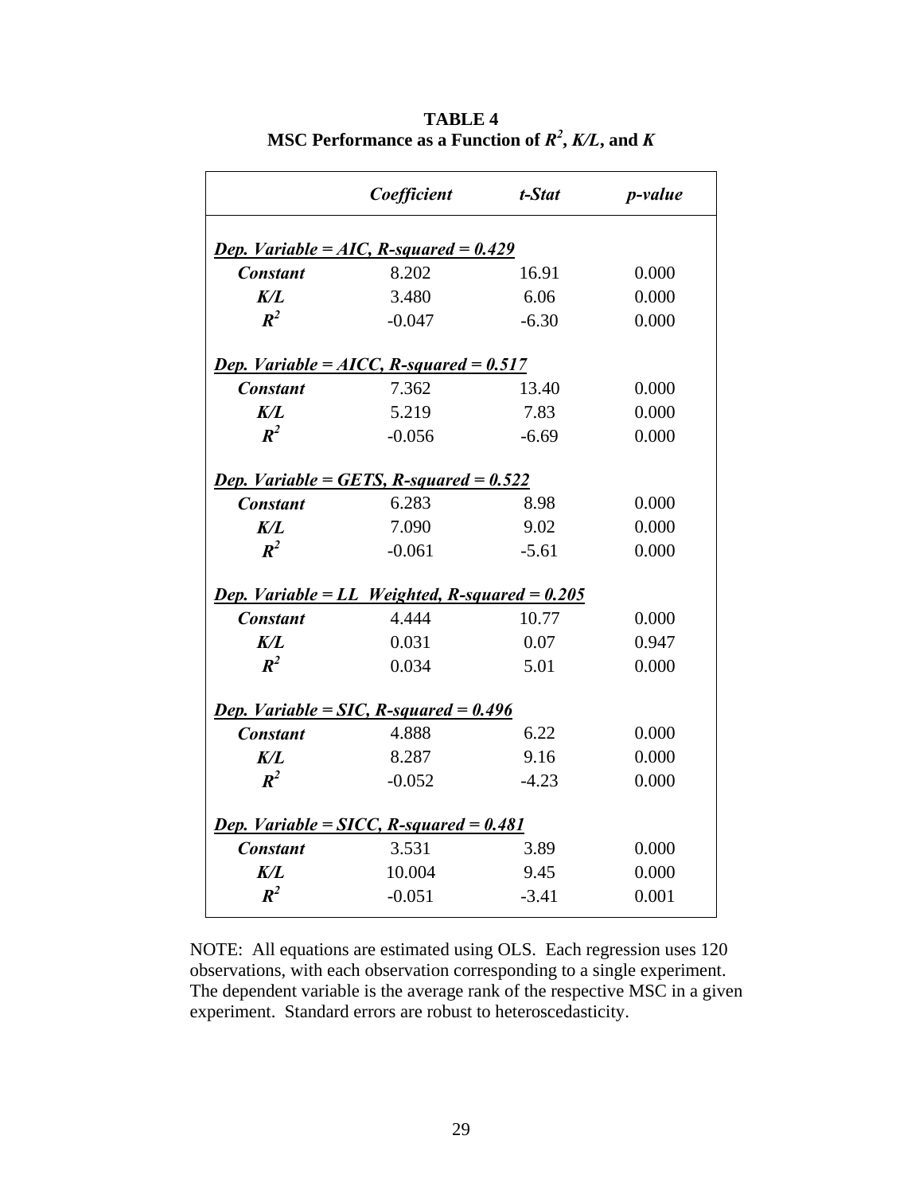**TABLE 4**
**MSC Performance as a Function of $R^2$, $K/L$, and $K$**

| | *Coefficient* | *t-Stat* | *p-value* |
|---|---|---|---|
| ***Dep. Variable = AIC, R-squared = 0.429*** | | | |
| ***Constant*** | 8.202 | 16.91 | 0.000 |
| ***K/L*** | 3.480 | 6.06 | 0.000 |
| $R^2$ | -0.047 | -6.30 | 0.000 |
| ***Dep. Variable = AICC, R-squared = 0.517*** | | | |
| ***Constant*** | 7.362 | 13.40 | 0.000 |
| ***K/L*** | 5.219 | 7.83 | 0.000 |
| $R^2$ | -0.056 | -6.69 | 0.000 |
| ***Dep. Variable = GETS, R-squared = 0.522*** | | | |
| ***Constant*** | 6.283 | 8.98 | 0.000 |
| ***K/L*** | 7.090 | 9.02 | 0.000 |
| $R^2$ | -0.061 | -5.61 | 0.000 |
| ***Dep. Variable = LL Weighted, R-squared = 0.205*** | | | |
| ***Constant*** | 4.444 | 10.77 | 0.000 |
| ***K/L*** | 0.031 | 0.07 | 0.947 |
| $R^2$ | 0.034 | 5.01 | 0.000 |
| ***Dep. Variable = SIC, R-squared = 0.496*** | | | |
| ***Constant*** | 4.888 | 6.22 | 0.000 |
| ***K/L*** | 8.287 | 9.16 | 0.000 |
| $R^2$ | -0.052 | -4.23 | 0.000 |
| ***Dep. Variable = SICC, R-squared = 0.481*** | | | |
| ***Constant*** | 3.531 | 3.89 | 0.000 |
| ***K/L*** | 10.004 | 9.45 | 0.000 |
| $R^2$ | -0.051 | -3.41 | 0.001 |

NOTE: All equations are estimated using OLS. Each regression uses 120 observations, with each observation corresponding to a single experiment. The dependent variable is the average rank of the respective MSC in a given experiment. Standard errors are robust to heteroscedasticity.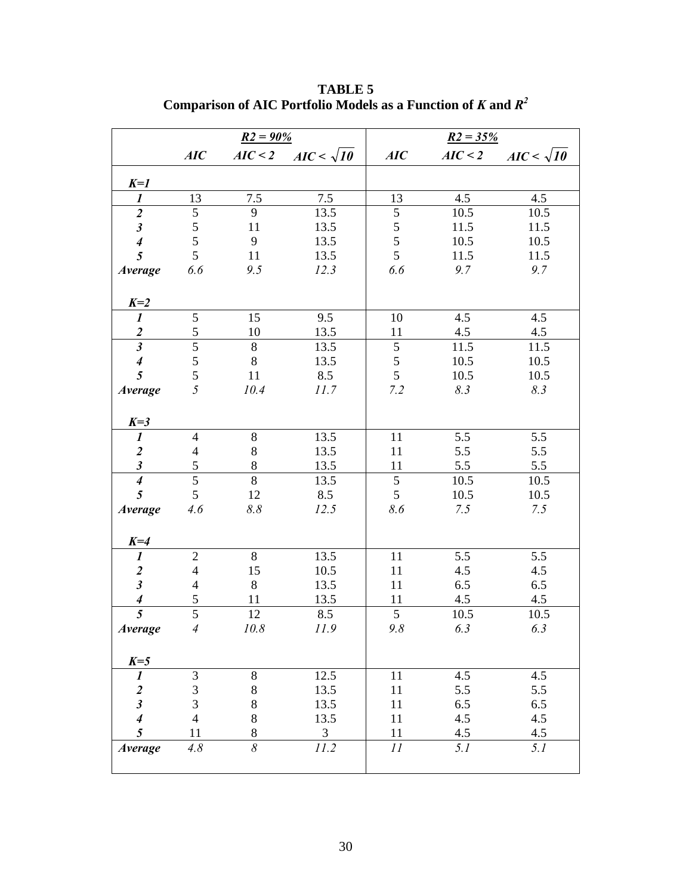**TABLE 5**
**Comparison of AIC Portfolio Models as a Function of *K* and $R^2$**

| | *R2 = 90%* | | | *R2 = 35%* | | |
|---|---|---|---|---|---|---|
| | ***AIC*** | ***AIC < 2*** | ***AIC <*** $\sqrt{10}$ | ***AIC*** | ***AIC < 2*** | ***AIC <*** $\sqrt{10}$ |
| ***K=1*** | | | | | | |
| ***1*** | 13 | 7.5 | 7.5 | 13 | 4.5 | 4.5 |
| ***2*** | 5 | 9 | 13.5 | 5 | 10.5 | 10.5 |
| ***3*** | 5 | 11 | 13.5 | 5 | 11.5 | 11.5 |
| ***4*** | 5 | 9 | 13.5 | 5 | 10.5 | 10.5 |
| ***5*** | 5 | 11 | 13.5 | 5 | 11.5 | 11.5 |
| ***Average*** | *6.6* | *9.5* | *12.3* | *6.6* | *9.7* | *9.7* |
| ***K=2*** | | | | | | |
| ***1*** | 5 | 15 | 9.5 | 10 | 4.5 | 4.5 |
| ***2*** | 5 | 10 | 13.5 | 11 | 4.5 | 4.5 |
| ***3*** | 5 | 8 | 13.5 | 5 | 11.5 | 11.5 |
| ***4*** | 5 | 8 | 13.5 | 5 | 10.5 | 10.5 |
| ***5*** | 5 | 11 | 8.5 | 5 | 10.5 | 10.5 |
| ***Average*** | *5* | *10.4* | *11.7* | *7.2* | *8.3* | *8.3* |
| ***K=3*** | | | | | | |
| ***1*** | 4 | 8 | 13.5 | 11 | 5.5 | 5.5 |
| ***2*** | 4 | 8 | 13.5 | 11 | 5.5 | 5.5 |
| ***3*** | 5 | 8 | 13.5 | 11 | 5.5 | 5.5 |
| ***4*** | 5 | 8 | 13.5 | 5 | 10.5 | 10.5 |
| ***5*** | 5 | 12 | 8.5 | 5 | 10.5 | 10.5 |
| ***Average*** | *4.6* | *8.8* | *12.5* | *8.6* | *7.5* | *7.5* |
| ***K=4*** | | | | | | |
| ***1*** | 2 | 8 | 13.5 | 11 | 5.5 | 5.5 |
| ***2*** | 4 | 15 | 10.5 | 11 | 4.5 | 4.5 |
| ***3*** | 4 | 8 | 13.5 | 11 | 6.5 | 6.5 |
| ***4*** | 5 | 11 | 13.5 | 11 | 4.5 | 4.5 |
| ***5*** | 5 | 12 | 8.5 | 5 | 10.5 | 10.5 |
| ***Average*** | *4* | *10.8* | *11.9* | *9.8* | *6.3* | *6.3* |
| ***K=5*** | | | | | | |
| ***1*** | 3 | 8 | 12.5 | 11 | 4.5 | 4.5 |
| ***2*** | 3 | 8 | 13.5 | 11 | 5.5 | 5.5 |
| ***3*** | 3 | 8 | 13.5 | 11 | 6.5 | 6.5 |
| ***4*** | 4 | 8 | 13.5 | 11 | 4.5 | 4.5 |
| ***5*** | 11 | 8 | 3 | 11 | 4.5 | 4.5 |
| ***Average*** | *4.8* | *8* | *11.2* | *11* | *5.1* | *5.1* |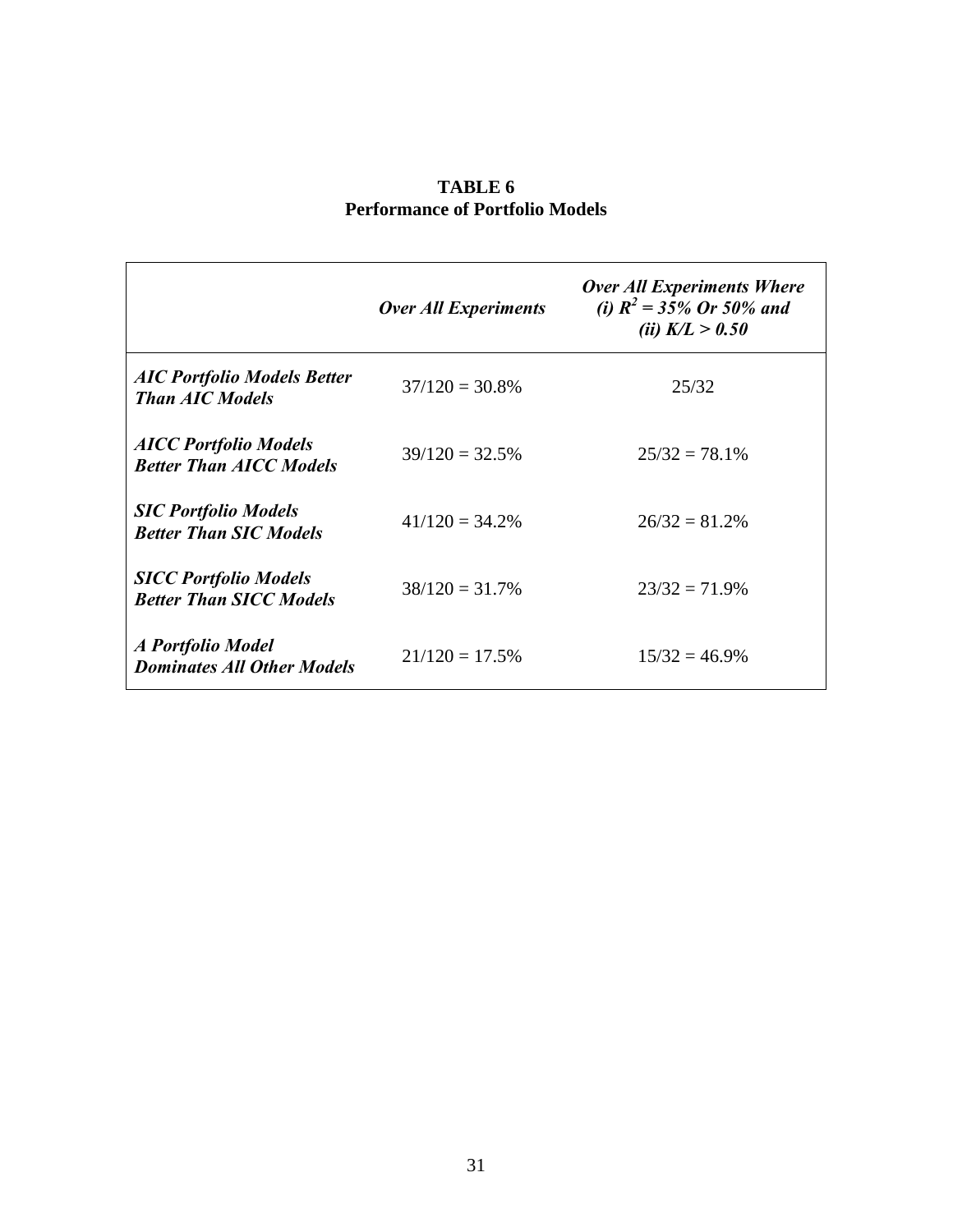**TABLE 6**
**Performance of Portfolio Models**

| | ***Over All Experiments*** | ***Over All Experiments Where (i) $R^2$ = 35% Or 50% and (ii) K/L > 0.50*** |
|---|---|---|
| ***AIC Portfolio Models Better Than AIC Models*** | 37/120 = 30.8% | 25/32 |
| ***AICC Portfolio Models Better Than AICC Models*** | 39/120 = 32.5% | 25/32 = 78.1% |
| ***SIC Portfolio Models Better Than SIC Models*** | 41/120 = 34.2% | 26/32 = 81.2% |
| ***SICC Portfolio Models Better Than SICC Models*** | 38/120 = 31.7% | 23/32 = 71.9% |
| ***A Portfolio Model Dominates All Other Models*** | 21/120 = 17.5% | 15/32 = 46.9% |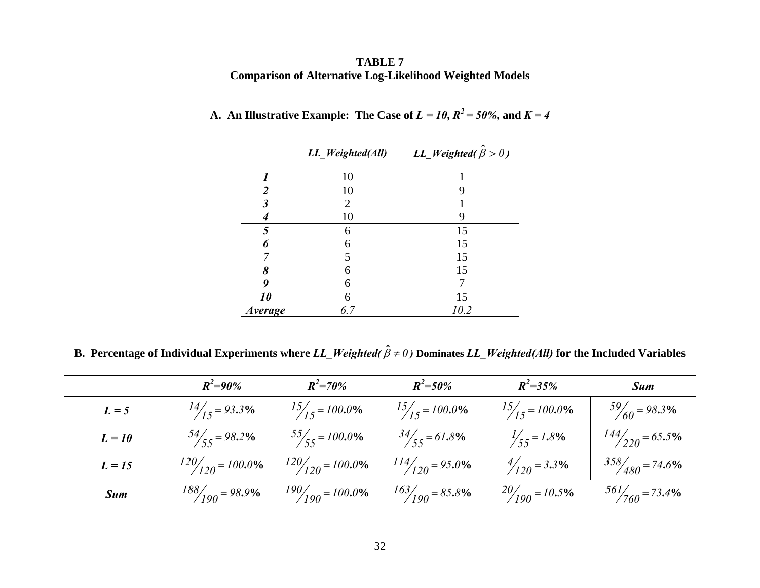**TABLE 7**
**Comparison of Alternative Log-Likelihood Weighted Models**

### A. An Illustrative Example: The Case of $L = 10$, $R^2 = 50\%$, and $K = 4$

| | *LL_Weighted(All)* | *LL_Weighted($\hat{\beta} > 0$)* |
|---|---|---|
| ***1*** | 10 | 1 |
| ***2*** | 10 | 9 |
| ***3*** | 2 | 1 |
| ***4*** | 10 | 9 |
| ***5*** | 6 | 15 |
| ***6*** | 6 | 15 |
| ***7*** | 5 | 15 |
| ***8*** | 6 | 15 |
| ***9*** | 6 | 7 |
| ***10*** | 6 | 15 |
| ***Average*** | *6.7* | *10.2* |

### B. Percentage of Individual Experiments where *LL_Weighted($\hat{\beta} \neq 0$)* Dominates *LL_Weighted(All)* for the Included Variables

| | $R^2$=90% | $R^2$=70% | $R^2$=50% | $R^2$=35% | *Sum* |
|---|---|---|---|---|---|
| ***L = 5*** | $14/15 = 93.3\%$ | $15/15 = 100.0\%$ | $15/15 = 100.0\%$ | $15/15 = 100.0\%$ | $59/60 = 98.3\%$ |
| ***L = 10*** | $54/55 = 98.2\%$ | $55/55 = 100.0\%$ | $34/55 = 61.8\%$ | $1/55 = 1.8\%$ | $144/220 = 65.5\%$ |
| ***L = 15*** | $120/120 = 100.0\%$ | $120/120 = 100.0\%$ | $114/120 = 95.0\%$ | $4/120 = 3.3\%$ | $358/480 = 74.6\%$ |
| ***Sum*** | $188/190 = 98.9\%$ | $190/190 = 100.0\%$ | $163/190 = 85.8\%$ | $20/190 = 10.5\%$ | $561/760 = 73.4\%$ |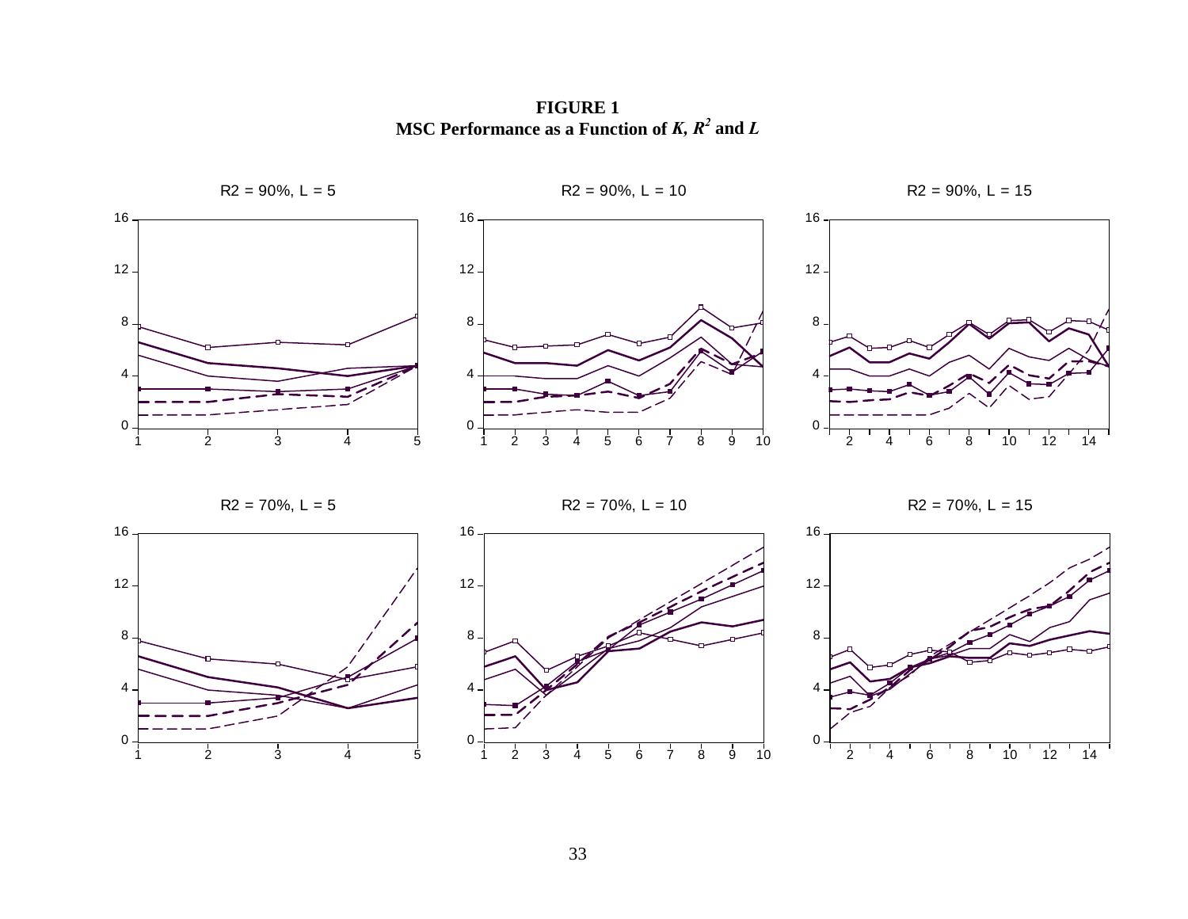**FIGURE 1**
**MSC Performance as a Function of *K*, $R^2$ and *L***

R2 = 90%, L = 5

R2 = 90%, L = 10

R2 = 90%, L = 15

R2 = 70%, L = 5

R2 = 70%, L = 10

R2 = 70%, L = 15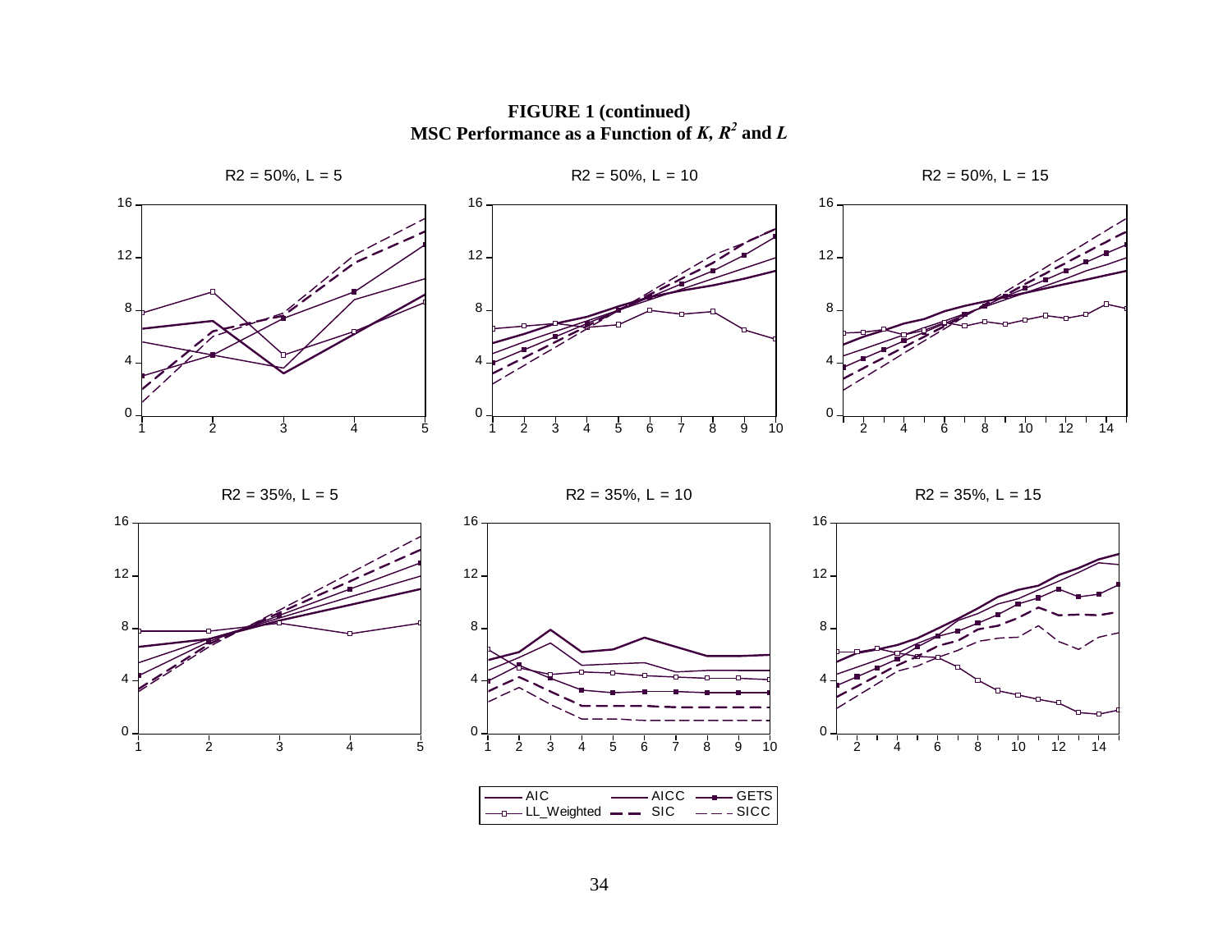**FIGURE 1 (continued)**
**MSC Performance as a Function of *K*, $R^2$ and *L***

R2 = 50%, L = 5

16
12
8
4
0
1 2 3 4 5

R2 = 50%, L = 10

16
12
8
4
0
1 2 3 4 5 6 7 8 9 10

R2 = 50%, L = 15

16
12
8
4
0
2 4 6 8 10 12 14

R2 = 35%, L = 5

16
12
8
4
0
1 2 3 4 5

R2 = 35%, L = 10

16
12
8
4
0
1 2 3 4 5 6 7 8 9 10

R2 = 35%, L = 15

16
12
8
4
0
2 4 6 8 10 12 14

AIC
AICC
GETS
LL_Weighted
SIC
SICC